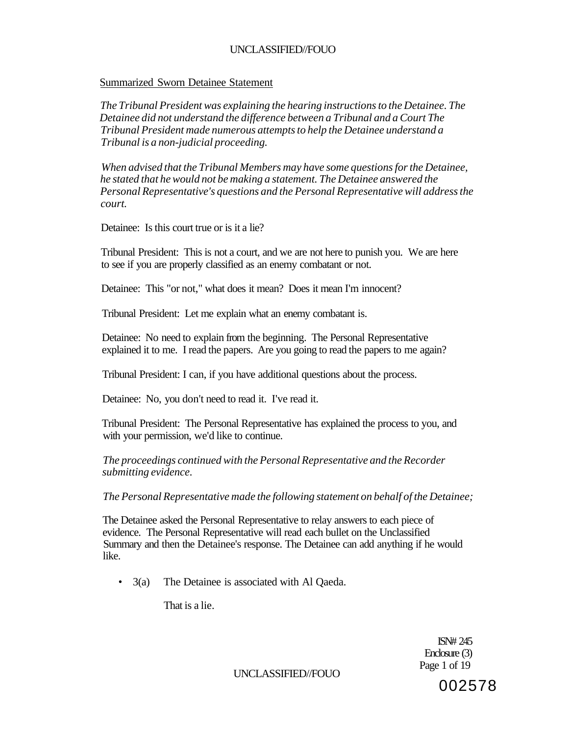Summarized Sworn Detainee Statement

*The Tribunal President was explaining the hearing instructions to the Detainee. The Detainee did not understand the difference between a Tribunal and a Court The Tribunal President made numerous attempts to help the Detainee understand a Tribunal is a non-judicial proceeding.*

*When advised that the Tribunal Members may have some questions for the Detainee, he stated that he would not be making a statement. The Detainee answered the Personal Representative's questions and the Personal Representative will address the court.*

Detainee: Is this court true or is it a lie?

Tribunal President: This is not a court, and we are not here to punish you. We are here to see if you are properly classified as an enemy combatant or not.

Detainee: This "or not," what does it mean? Does it mean I'm innocent?

Tribunal President: Let me explain what an enemy combatant is.

Detainee: No need to explain from the beginning. The Personal Representative explained it to me. I read the papers. Are you going to read the papers to me again?

Tribunal President: I can, if you have additional questions about the process.

Detainee: No, you don't need to read it. I've read it.

Tribunal President: The Personal Representative has explained the process to you, and with your permission, we'd like to continue.

*The proceedings continued with the Personal Representative and the Recorder submitting evidence.*

*The Personal Representative made the following statement on behalf of the Detainee;*

The Detainee asked the Personal Representative to relay answers to each piece of evidence. The Personal Representative will read each bullet on the Unclassified Summary and then the Detainee's response. The Detainee can add anything if he would like.

- 3(a) The Detainee is associated with Al Qaeda.

  That is a lie.

ISN# 245
Enclosure (3)

002578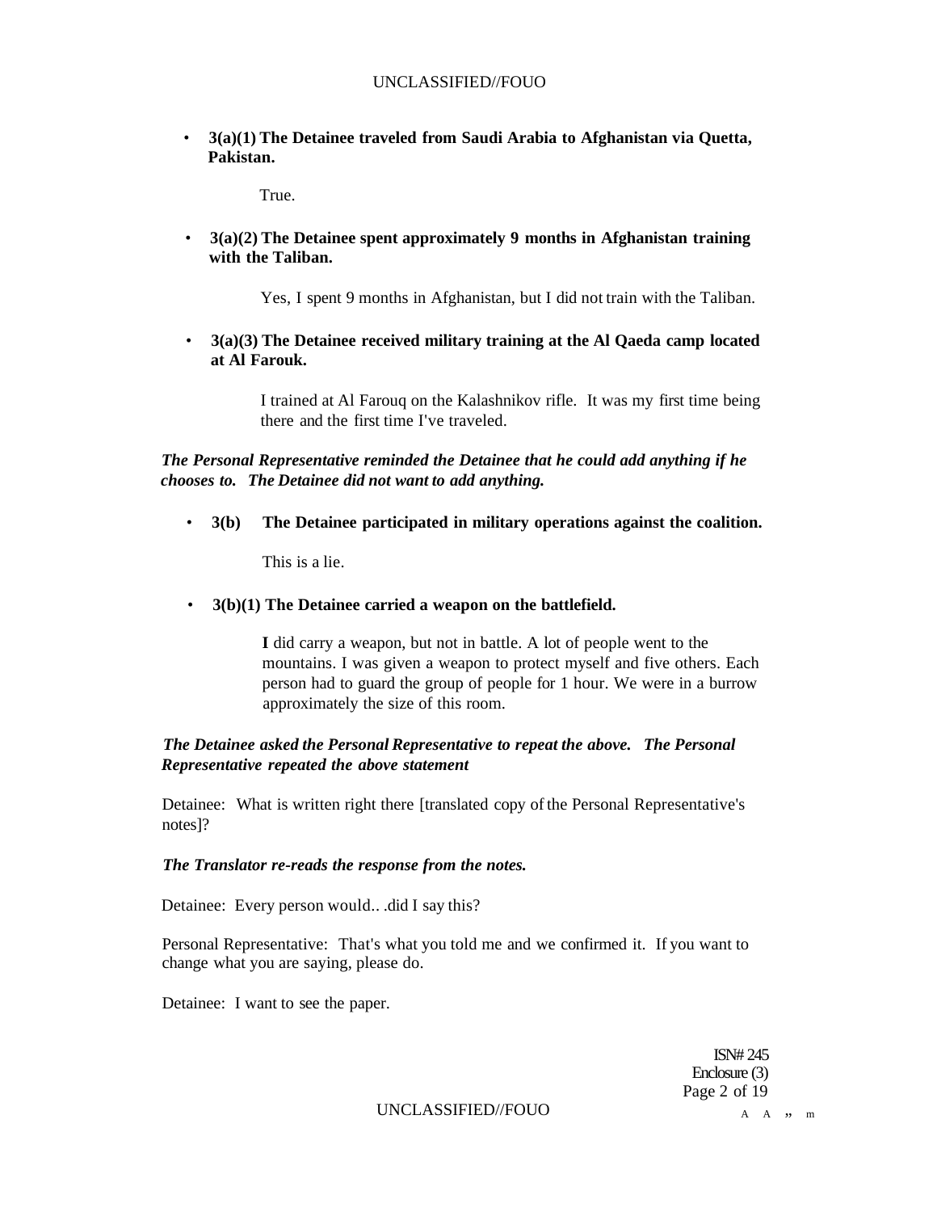- **3(a)(1) The Detainee traveled from Saudi Arabia to Afghanistan via Quetta, Pakistan.**

  True.

- **3(a)(2) The Detainee spent approximately 9 months in Afghanistan training with the Taliban.**

  Yes, I spent 9 months in Afghanistan, but I did not train with the Taliban.

- **3(a)(3) The Detainee received military training at the Al Qaeda camp located at Al Farouk.**

  I trained at Al Farouq on the Kalashnikov rifle. It was my first time being there and the first time I've traveled.

***The Personal Representative reminded the Detainee that he could add anything if he chooses to. The Detainee did not want to add anything.***

- **3(b) The Detainee participated in military operations against the coalition.**

  This is a lie.

- **3(b)(1) The Detainee carried a weapon on the battlefield.**

  **I** did carry a weapon, but not in battle. A lot of people went to the mountains. I was given a weapon to protect myself and five others. Each person had to guard the group of people for 1 hour. We were in a burrow approximately the size of this room.

***The Detainee asked the Personal Representative to repeat the above. The Personal Representative repeated the above statement***

Detainee: What is written right there [translated copy of the Personal Representative's notes]?

***The Translator re-reads the response from the notes.***

Detainee: Every person would.. .did I say this?

Personal Representative: That's what you told me and we confirmed it. If you want to change what you are saying, please do.

Detainee: I want to see the paper.

ISN# 245
Enclosure (3)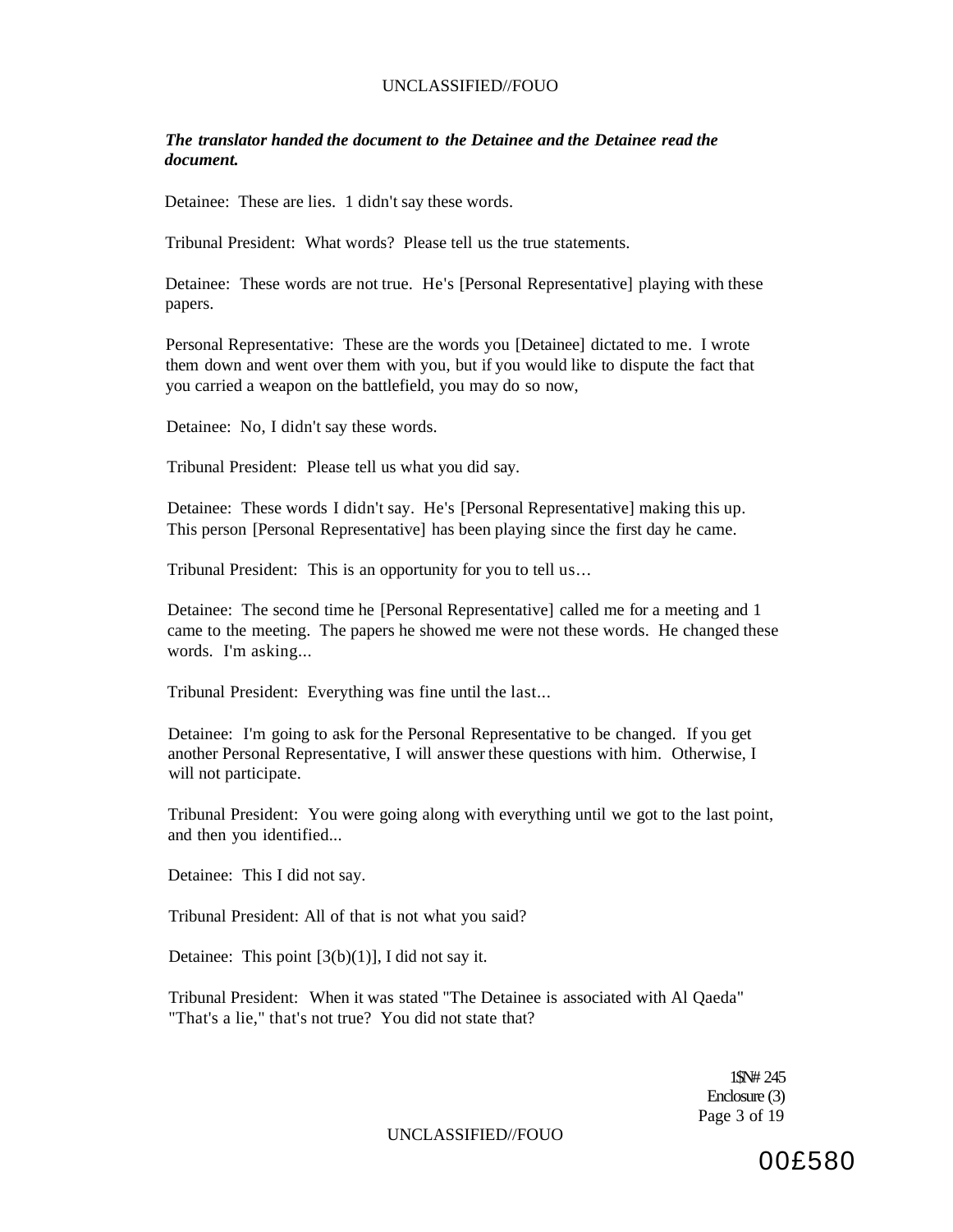***The translator handed the document to the Detainee and the Detainee read the document.***

Detainee: These are lies. 1 didn't say these words.

Tribunal President: What words? Please tell us the true statements.

Detainee: These words are not true. He's [Personal Representative] playing with these papers.

Personal Representative: These are the words you [Detainee] dictated to me. I wrote them down and went over them with you, but if you would like to dispute the fact that you carried a weapon on the battlefield, you may do so now,

Detainee: No, I didn't say these words.

Tribunal President: Please tell us what you did say.

Detainee: These words I didn't say. He's [Personal Representative] making this up. This person [Personal Representative] has been playing since the first day he came.

Tribunal President: This is an opportunity for you to tell us…

Detainee: The second time he [Personal Representative] called me for a meeting and 1 came to the meeting. The papers he showed me were not these words. He changed these words. I'm asking...

Tribunal President: Everything was fine until the last...

Detainee: I'm going to ask for the Personal Representative to be changed. If you get another Personal Representative, I will answer these questions with him. Otherwise, I will not participate.

Tribunal President: You were going along with everything until we got to the last point, and then you identified...

Detainee: This I did not say.

Tribunal President: All of that is not what you said?

Detainee: This point [3(b)(1)], I did not say it.

Tribunal President: When it was stated "The Detainee is associated with Al Qaeda" "That's a lie," that's not true? You did not state that?

1SN# 245
Enclosure (3)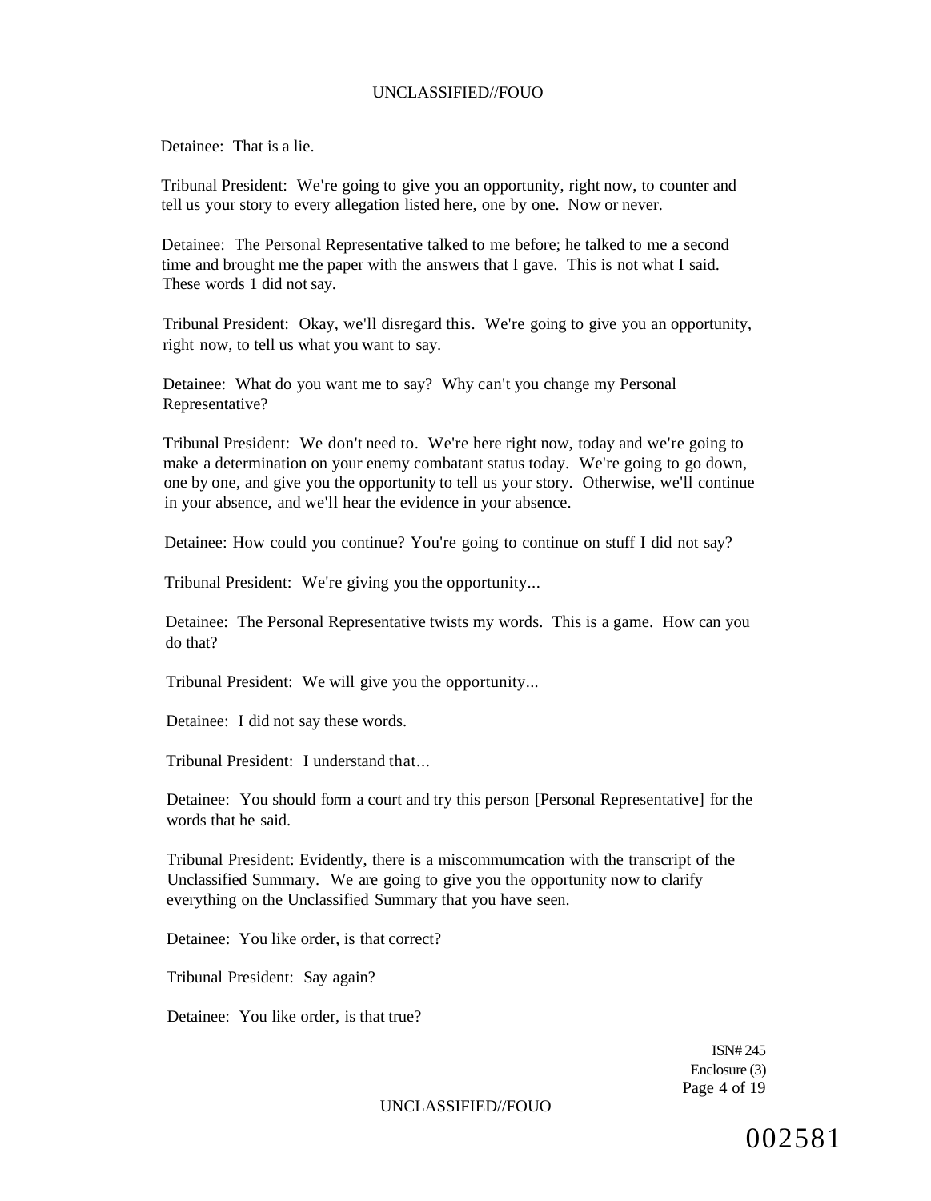Detainee: That is a lie.

Tribunal President: We're going to give you an opportunity, right now, to counter and tell us your story to every allegation listed here, one by one. Now or never.

Detainee: The Personal Representative talked to me before; he talked to me a second time and brought me the paper with the answers that I gave. This is not what I said. These words 1 did not say.

Tribunal President: Okay, we'll disregard this. We're going to give you an opportunity, right now, to tell us what you want to say.

Detainee: What do you want me to say? Why can't you change my Personal Representative?

Tribunal President: We don't need to. We're here right now, today and we're going to make a determination on your enemy combatant status today. We're going to go down, one by one, and give you the opportunity to tell us your story. Otherwise, we'll continue in your absence, and we'll hear the evidence in your absence.

Detainee: How could you continue? You're going to continue on stuff I did not say?

Tribunal President: We're giving you the opportunity...

Detainee: The Personal Representative twists my words. This is a game. How can you do that?

Tribunal President: We will give you the opportunity...

Detainee: I did not say these words.

Tribunal President: I understand that...

Detainee: You should form a court and try this person [Personal Representative] for the words that he said.

Tribunal President: Evidently, there is a miscommumcation with the transcript of the Unclassified Summary. We are going to give you the opportunity now to clarify everything on the Unclassified Summary that you have seen.

Detainee: You like order, is that correct?

Tribunal President: Say again?

Detainee: You like order, is that true?

ISN# 245
Enclosure (3)

002581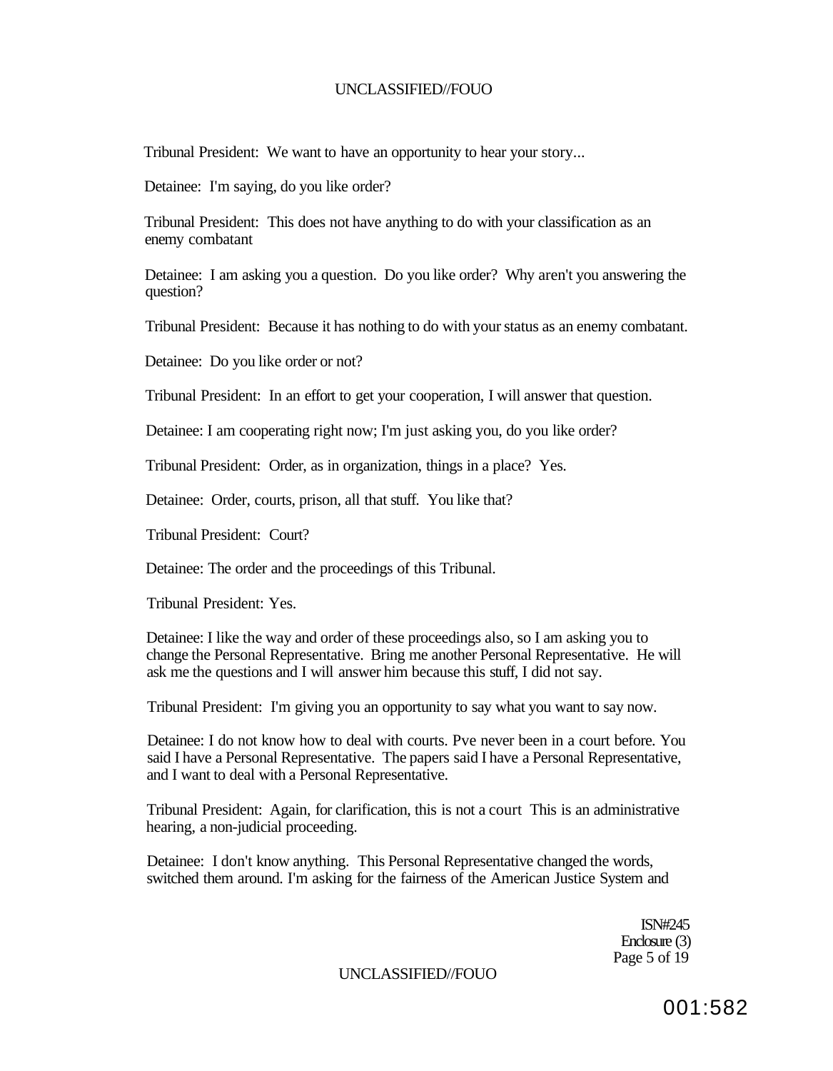Tribunal President: We want to have an opportunity to hear your story...

Detainee: I'm saying, do you like order?

Tribunal President: This does not have anything to do with your classification as an enemy combatant

Detainee: I am asking you a question. Do you like order? Why aren't you answering the question?

Tribunal President: Because it has nothing to do with your status as an enemy combatant.

Detainee: Do you like order or not?

Tribunal President: In an effort to get your cooperation, I will answer that question.

Detainee: I am cooperating right now; I'm just asking you, do you like order?

Tribunal President: Order, as in organization, things in a place? Yes.

Detainee: Order, courts, prison, all that stuff. You like that?

Tribunal President: Court?

Detainee: The order and the proceedings of this Tribunal.

Tribunal President: Yes.

Detainee: I like the way and order of these proceedings also, so I am asking you to change the Personal Representative. Bring me another Personal Representative. He will ask me the questions and I will answer him because this stuff, I did not say.

Tribunal President: I'm giving you an opportunity to say what you want to say now.

Detainee: I do not know how to deal with courts. Pve never been in a court before. You said I have a Personal Representative. The papers said I have a Personal Representative, and I want to deal with a Personal Representative.

Tribunal President: Again, for clarification, this is not a court This is an administrative hearing, a non-judicial proceeding.

Detainee: I don't know anything. This Personal Representative changed the words, switched them around. I'm asking for the fairness of the American Justice System and

ISN#245
Enclosure (3)
Page 5 of 19

001:582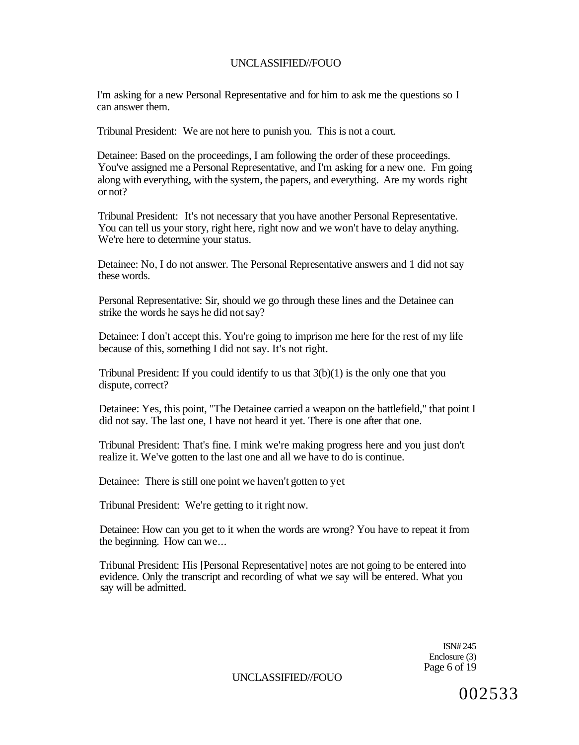I'm asking for a new Personal Representative and for him to ask me the questions so I can answer them.

Tribunal President: We are not here to punish you. This is not a court.

Detainee: Based on the proceedings, I am following the order of these proceedings. You've assigned me a Personal Representative, and I'm asking for a new one. Fm going along with everything, with the system, the papers, and everything. Are my words right or not?

Tribunal President: It's not necessary that you have another Personal Representative. You can tell us your story, right here, right now and we won't have to delay anything. We're here to determine your status.

Detainee: No, I do not answer. The Personal Representative answers and 1 did not say these words.

Personal Representative: Sir, should we go through these lines and the Detainee can strike the words he says he did not say?

Detainee: I don't accept this. You're going to imprison me here for the rest of my life because of this, something I did not say. It's not right.

Tribunal President: If you could identify to us that 3(b)(1) is the only one that you dispute, correct?

Detainee: Yes, this point, "The Detainee carried a weapon on the battlefield," that point I did not say. The last one, I have not heard it yet. There is one after that one.

Tribunal President: That's fine. I mink we're making progress here and you just don't realize it. We've gotten to the last one and all we have to do is continue.

Detainee: There is still one point we haven't gotten to yet

Tribunal President: We're getting to it right now.

Detainee: How can you get to it when the words are wrong? You have to repeat it from the beginning. How can we...

Tribunal President: His [Personal Representative] notes are not going to be entered into evidence. Only the transcript and recording of what we say will be entered. What you say will be admitted.

ISN# 245
Enclosure (3)

002533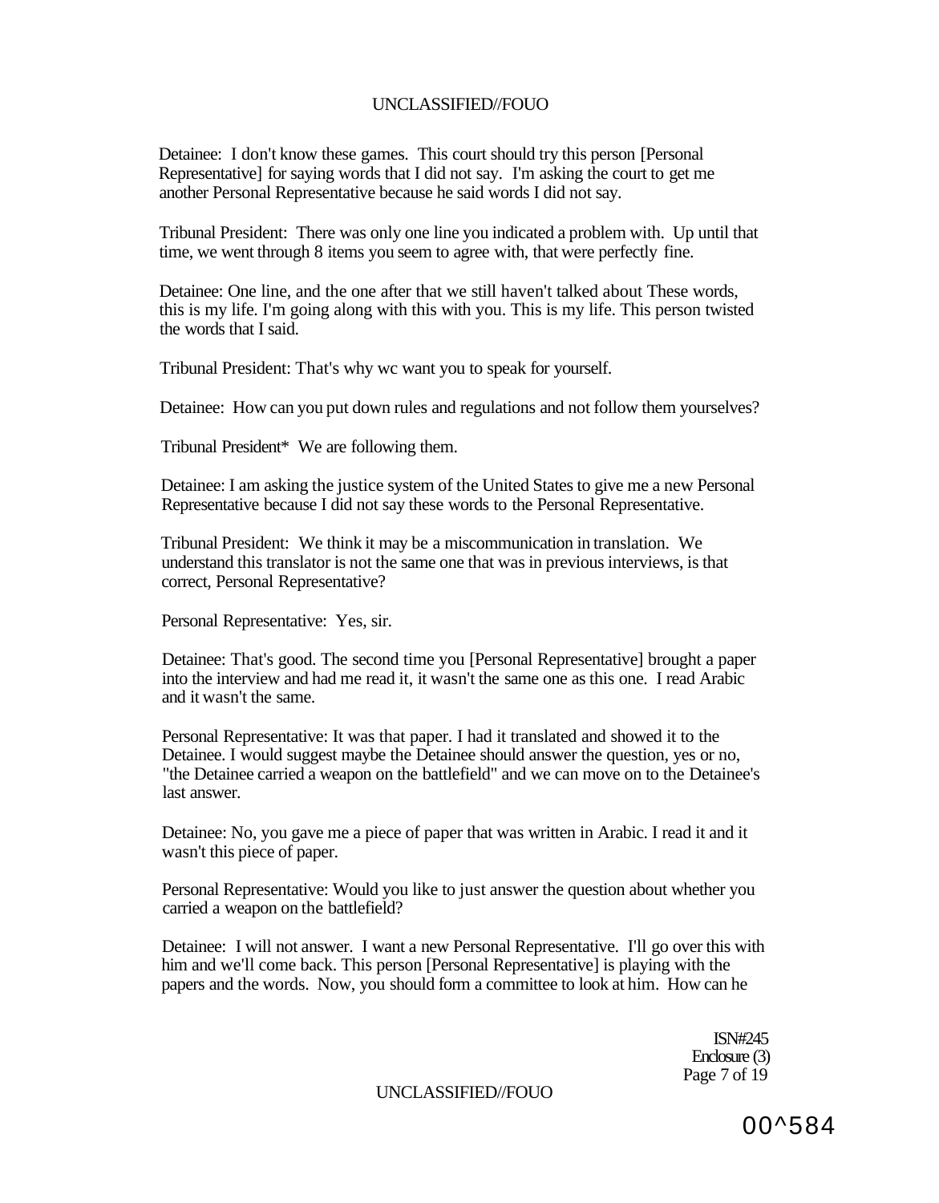Detainee: I don't know these games. This court should try this person [Personal Representative] for saying words that I did not say. I'm asking the court to get me another Personal Representative because he said words I did not say.

Tribunal President: There was only one line you indicated a problem with. Up until that time, we went through 8 items you seem to agree with, that were perfectly fine.

Detainee: One line, and the one after that we still haven't talked about These words, this is my life. I'm going along with this with you. This is my life. This person twisted the words that I said.

Tribunal President: That's why wc want you to speak for yourself.

Detainee: How can you put down rules and regulations and not follow them yourselves?

Tribunal President* We are following them.

Detainee: I am asking the justice system of the United States to give me a new Personal Representative because I did not say these words to the Personal Representative.

Tribunal President: We think it may be a miscommunication in translation. We understand this translator is not the same one that was in previous interviews, is that correct, Personal Representative?

Personal Representative: Yes, sir.

Detainee: That's good. The second time you [Personal Representative] brought a paper into the interview and had me read it, it wasn't the same one as this one. I read Arabic and it wasn't the same.

Personal Representative: It was that paper. I had it translated and showed it to the Detainee. I would suggest maybe the Detainee should answer the question, yes or no, "the Detainee carried a weapon on the battlefield" and we can move on to the Detainee's last answer.

Detainee: No, you gave me a piece of paper that was written in Arabic. I read it and it wasn't this piece of paper.

Personal Representative: Would you like to just answer the question about whether you carried a weapon on the battlefield?

Detainee: I will not answer. I want a new Personal Representative. I'll go over this with him and we'll come back. This person [Personal Representative] is playing with the papers and the words. Now, you should form a committee to look at him. How can he

ISN#245
Enclosure (3)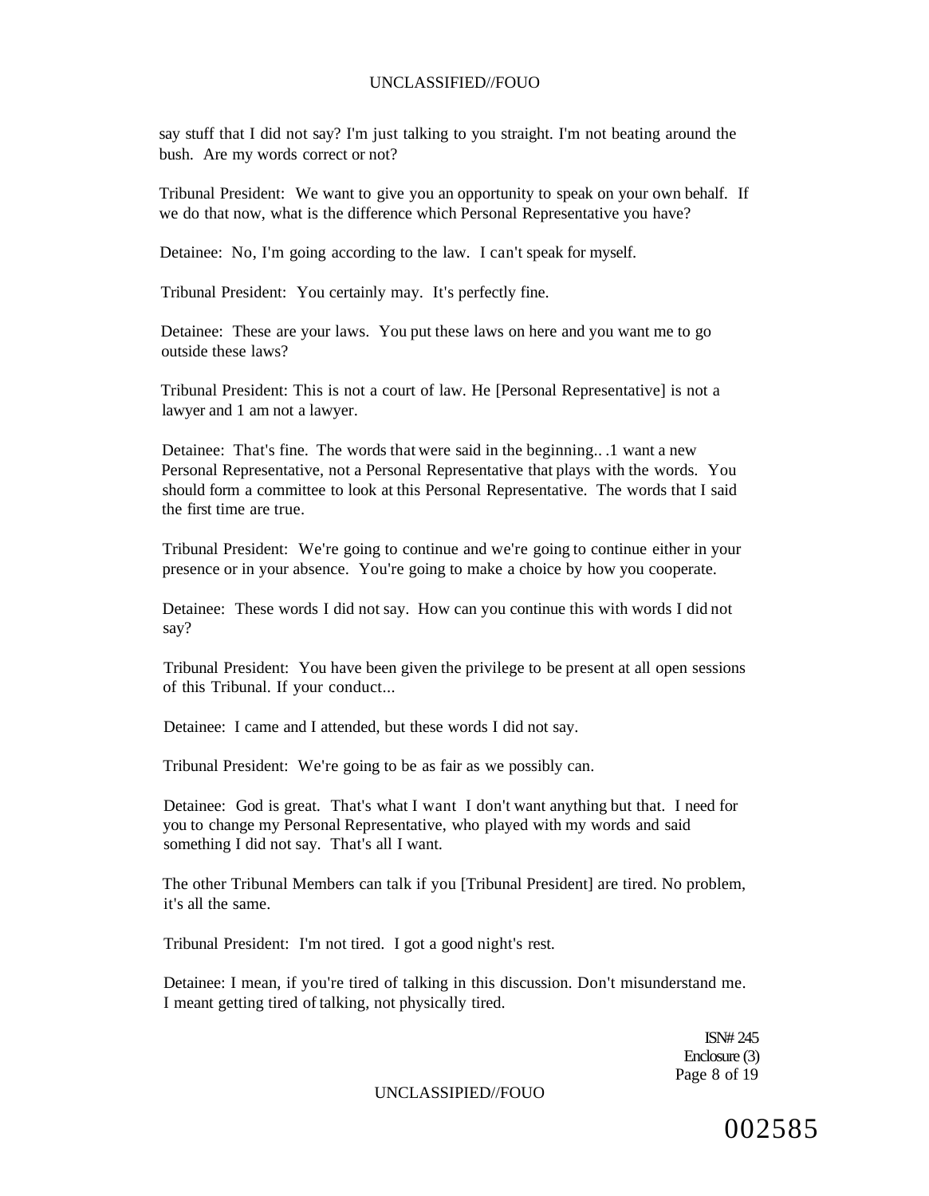say stuff that I did not say? I'm just talking to you straight. I'm not beating around the bush. Are my words correct or not?

Tribunal President: We want to give you an opportunity to speak on your own behalf. If we do that now, what is the difference which Personal Representative you have?

Detainee: No, I'm going according to the law. I can't speak for myself.

Tribunal President: You certainly may. It's perfectly fine.

Detainee: These are your laws. You put these laws on here and you want me to go outside these laws?

Tribunal President: This is not a court of law. He [Personal Representative] is not a lawyer and 1 am not a lawyer.

Detainee: That's fine. The words that were said in the beginning.. .1 want a new Personal Representative, not a Personal Representative that plays with the words. You should form a committee to look at this Personal Representative. The words that I said the first time are true.

Tribunal President: We're going to continue and we're going to continue either in your presence or in your absence. You're going to make a choice by how you cooperate.

Detainee: These words I did not say. How can you continue this with words I did not say?

Tribunal President: You have been given the privilege to be present at all open sessions of this Tribunal. If your conduct...

Detainee: I came and I attended, but these words I did not say.

Tribunal President: We're going to be as fair as we possibly can.

Detainee: God is great. That's what I want I don't want anything but that. I need for you to change my Personal Representative, who played with my words and said something I did not say. That's all I want.

The other Tribunal Members can talk if you [Tribunal President] are tired. No problem, it's all the same.

Tribunal President: I'm not tired. I got a good night's rest.

Detainee: I mean, if you're tired of talking in this discussion. Don't misunderstand me. I meant getting tired of talking, not physically tired.

ISN# 245
Enclosure (3)

002585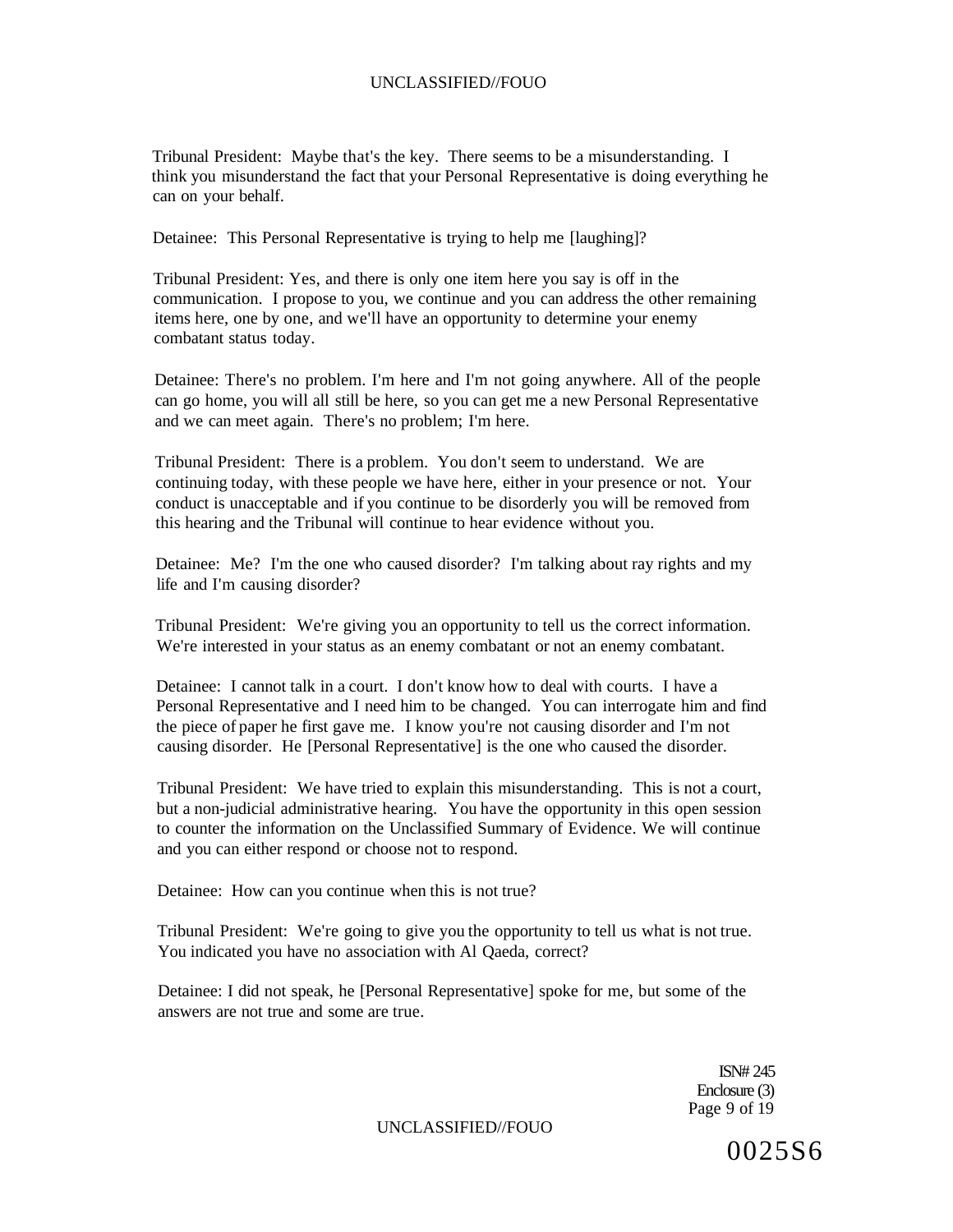Tribunal President: Maybe that's the key. There seems to be a misunderstanding. I think you misunderstand the fact that your Personal Representative is doing everything he can on your behalf.

Detainee: This Personal Representative is trying to help me [laughing]?

Tribunal President: Yes, and there is only one item here you say is off in the communication. I propose to you, we continue and you can address the other remaining items here, one by one, and we'll have an opportunity to determine your enemy combatant status today.

Detainee: There's no problem. I'm here and I'm not going anywhere. All of the people can go home, you will all still be here, so you can get me a new Personal Representative and we can meet again. There's no problem; I'm here.

Tribunal President: There is a problem. You don't seem to understand. We are continuing today, with these people we have here, either in your presence or not. Your conduct is unacceptable and if you continue to be disorderly you will be removed from this hearing and the Tribunal will continue to hear evidence without you.

Detainee: Me? I'm the one who caused disorder? I'm talking about ray rights and my life and I'm causing disorder?

Tribunal President: We're giving you an opportunity to tell us the correct information. We're interested in your status as an enemy combatant or not an enemy combatant.

Detainee: I cannot talk in a court. I don't know how to deal with courts. I have a Personal Representative and I need him to be changed. You can interrogate him and find the piece of paper he first gave me. I know you're not causing disorder and I'm not causing disorder. He [Personal Representative] is the one who caused the disorder.

Tribunal President: We have tried to explain this misunderstanding. This is not a court, but a non-judicial administrative hearing. You have the opportunity in this open session to counter the information on the Unclassified Summary of Evidence. We will continue and you can either respond or choose not to respond.

Detainee: How can you continue when this is not true?

Tribunal President: We're going to give you the opportunity to tell us what is not true. You indicated you have no association with Al Qaeda, correct?

Detainee: I did not speak, he [Personal Representative] spoke for me, but some of the answers are not true and some are true.

ISN# 245
Enclosure (3)

0025S6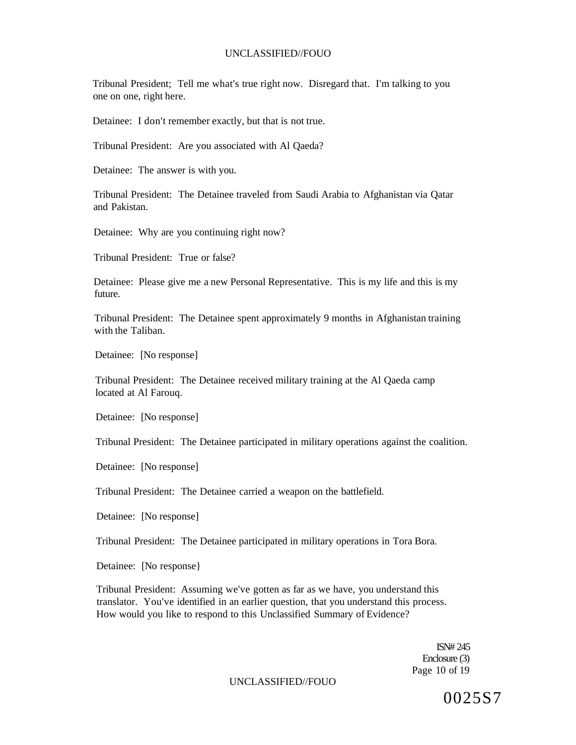Tribunal President; Tell me what's true right now. Disregard that. I'm talking to you one on one, right here.

Detainee: I don't remember exactly, but that is not true.

Tribunal President: Are you associated with Al Qaeda?

Detainee: The answer is with you.

Tribunal President: The Detainee traveled from Saudi Arabia to Afghanistan via Qatar and Pakistan.

Detainee: Why are you continuing right now?

Tribunal President: True or false?

Detainee: Please give me a new Personal Representative. This is my life and this is my future.

Tribunal President: The Detainee spent approximately 9 months in Afghanistan training with the Taliban.

Detainee: [No response]

Tribunal President: The Detainee received military training at the Al Qaeda camp located at Al Farouq.

Detainee: [No response]

Tribunal President: The Detainee participated in military operations against the coalition.

Detainee: [No response]

Tribunal President: The Detainee carried a weapon on the battlefield.

Detainee: [No response]

Tribunal President: The Detainee participated in military operations in Tora Bora.

Detainee: [No response}

Tribunal President: Assuming we've gotten as far as we have, you understand this translator. You've identified in an earlier question, that you understand this process. How would you like to respond to this Unclassified Summary of Evidence?

ISN# 245
Enclosure (3)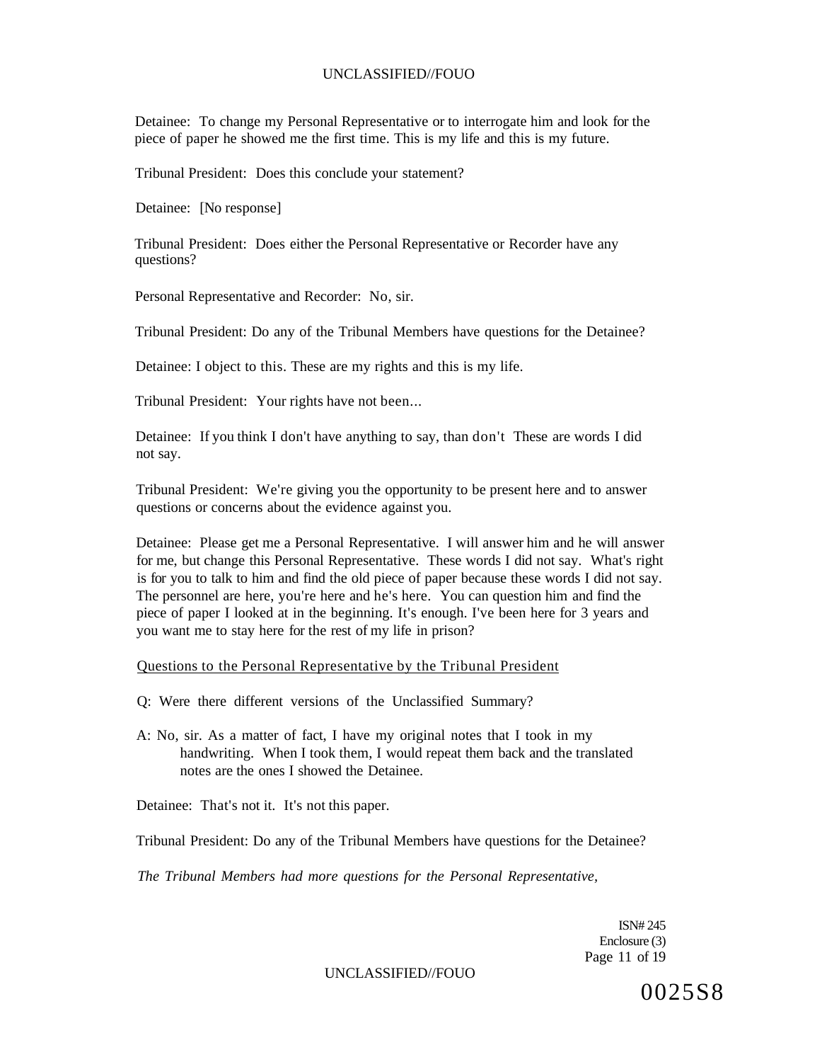Detainee: To change my Personal Representative or to interrogate him and look for the piece of paper he showed me the first time. This is my life and this is my future.

Tribunal President: Does this conclude your statement?

Detainee: [No response]

Tribunal President: Does either the Personal Representative or Recorder have any questions?

Personal Representative and Recorder: No, sir.

Tribunal President: Do any of the Tribunal Members have questions for the Detainee?

Detainee: I object to this. These are my rights and this is my life.

Tribunal President: Your rights have not been...

Detainee: If you think I don't have anything to say, than don't These are words I did not say.

Tribunal President: We're giving you the opportunity to be present here and to answer questions or concerns about the evidence against you.

Detainee: Please get me a Personal Representative. I will answer him and he will answer for me, but change this Personal Representative. These words I did not say. What's right is for you to talk to him and find the old piece of paper because these words I did not say. The personnel are here, you're here and he's here. You can question him and find the piece of paper I looked at in the beginning. It's enough. I've been here for 3 years and you want me to stay here for the rest of my life in prison?

Questions to the Personal Representative by the Tribunal President

Q: Were there different versions of the Unclassified Summary?

A: No, sir. As a matter of fact, I have my original notes that I took in my handwriting. When I took them, I would repeat them back and the translated notes are the ones I showed the Detainee.

Detainee: That's not it. It's not this paper.

Tribunal President: Do any of the Tribunal Members have questions for the Detainee?

*The Tribunal Members had more questions for the Personal Representative,*

ISN# 245
Enclosure (3)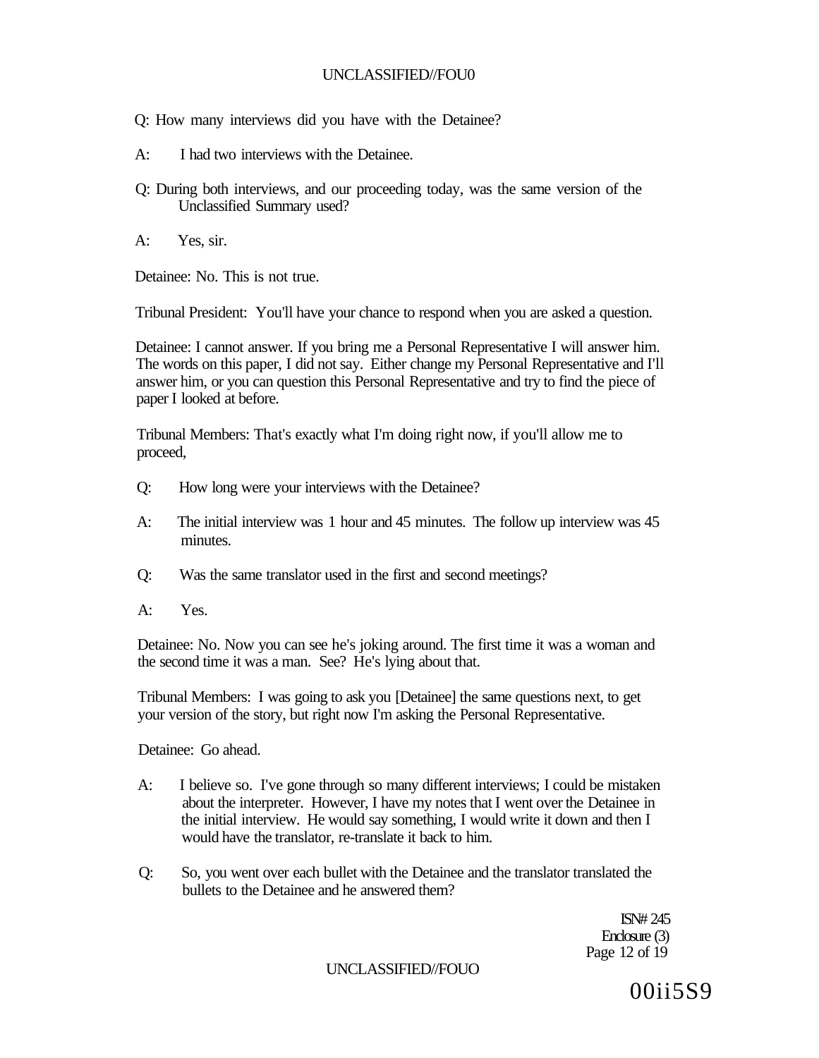Q: How many interviews did you have with the Detainee?

A: I had two interviews with the Detainee.

Q: During both interviews, and our proceeding today, was the same version of the Unclassified Summary used?

A: Yes, sir.

Detainee: No. This is not true.

Tribunal President: You'll have your chance to respond when you are asked a question.

Detainee: I cannot answer. If you bring me a Personal Representative I will answer him. The words on this paper, I did not say. Either change my Personal Representative and I'll answer him, or you can question this Personal Representative and try to find the piece of paper I looked at before.

Tribunal Members: That's exactly what I'm doing right now, if you'll allow me to proceed,

Q: How long were your interviews with the Detainee?

A: The initial interview was 1 hour and 45 minutes. The follow up interview was 45 minutes.

Q: Was the same translator used in the first and second meetings?

A: Yes.

Detainee: No. Now you can see he's joking around. The first time it was a woman and the second time it was a man. See? He's lying about that.

Tribunal Members: I was going to ask you [Detainee] the same questions next, to get your version of the story, but right now I'm asking the Personal Representative.

Detainee: Go ahead.

A: I believe so. I've gone through so many different interviews; I could be mistaken about the interpreter. However, I have my notes that I went over the Detainee in the initial interview. He would say something, I would write it down and then I would have the translator, re-translate it back to him.

Q: So, you went over each bullet with the Detainee and the translator translated the bullets to the Detainee and he answered them?

ISN# 245
Enclosure (3)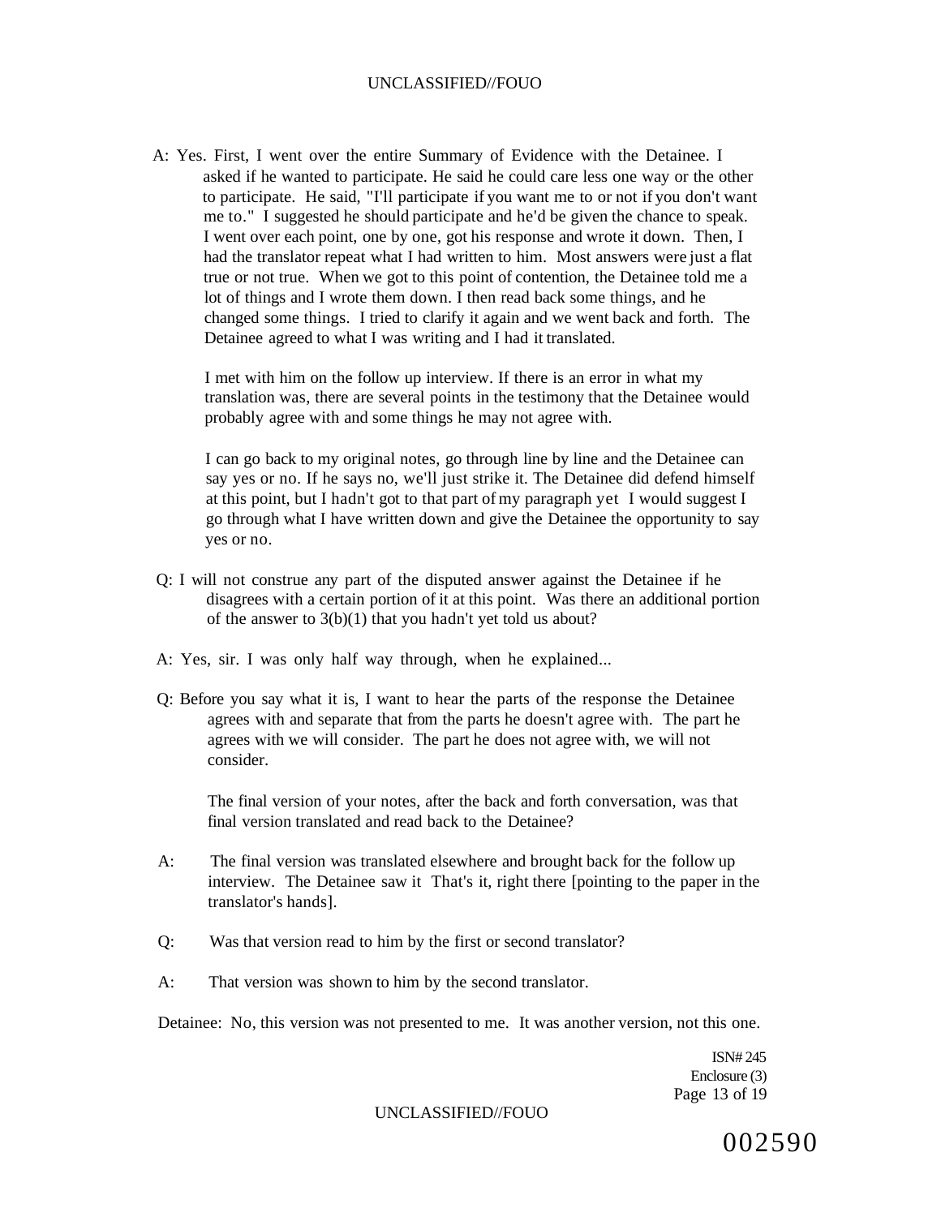A: Yes. First, I went over the entire Summary of Evidence with the Detainee. I asked if he wanted to participate. He said he could care less one way or the other to participate. He said, "I'll participate if you want me to or not if you don't want me to." I suggested he should participate and he'd be given the chance to speak. I went over each point, one by one, got his response and wrote it down. Then, I had the translator repeat what I had written to him. Most answers were just a flat true or not true. When we got to this point of contention, the Detainee told me a lot of things and I wrote them down. I then read back some things, and he changed some things. I tried to clarify it again and we went back and forth. The Detainee agreed to what I was writing and I had it translated.

I met with him on the follow up interview. If there is an error in what my translation was, there are several points in the testimony that the Detainee would probably agree with and some things he may not agree with.

I can go back to my original notes, go through line by line and the Detainee can say yes or no. If he says no, we'll just strike it. The Detainee did defend himself at this point, but I hadn't got to that part of my paragraph yet I would suggest I go through what I have written down and give the Detainee the opportunity to say yes or no.

Q: I will not construe any part of the disputed answer against the Detainee if he disagrees with a certain portion of it at this point. Was there an additional portion of the answer to 3(b)(1) that you hadn't yet told us about?

A: Yes, sir. I was only half way through, when he explained...

Q: Before you say what it is, I want to hear the parts of the response the Detainee agrees with and separate that from the parts he doesn't agree with. The part he agrees with we will consider. The part he does not agree with, we will not consider.

The final version of your notes, after the back and forth conversation, was that final version translated and read back to the Detainee?

A: The final version was translated elsewhere and brought back for the follow up interview. The Detainee saw it That's it, right there [pointing to the paper in the translator's hands].

Q: Was that version read to him by the first or second translator?

A: That version was shown to him by the second translator.

Detainee: No, this version was not presented to me. It was another version, not this one.

ISN# 245
Enclosure (3)

002590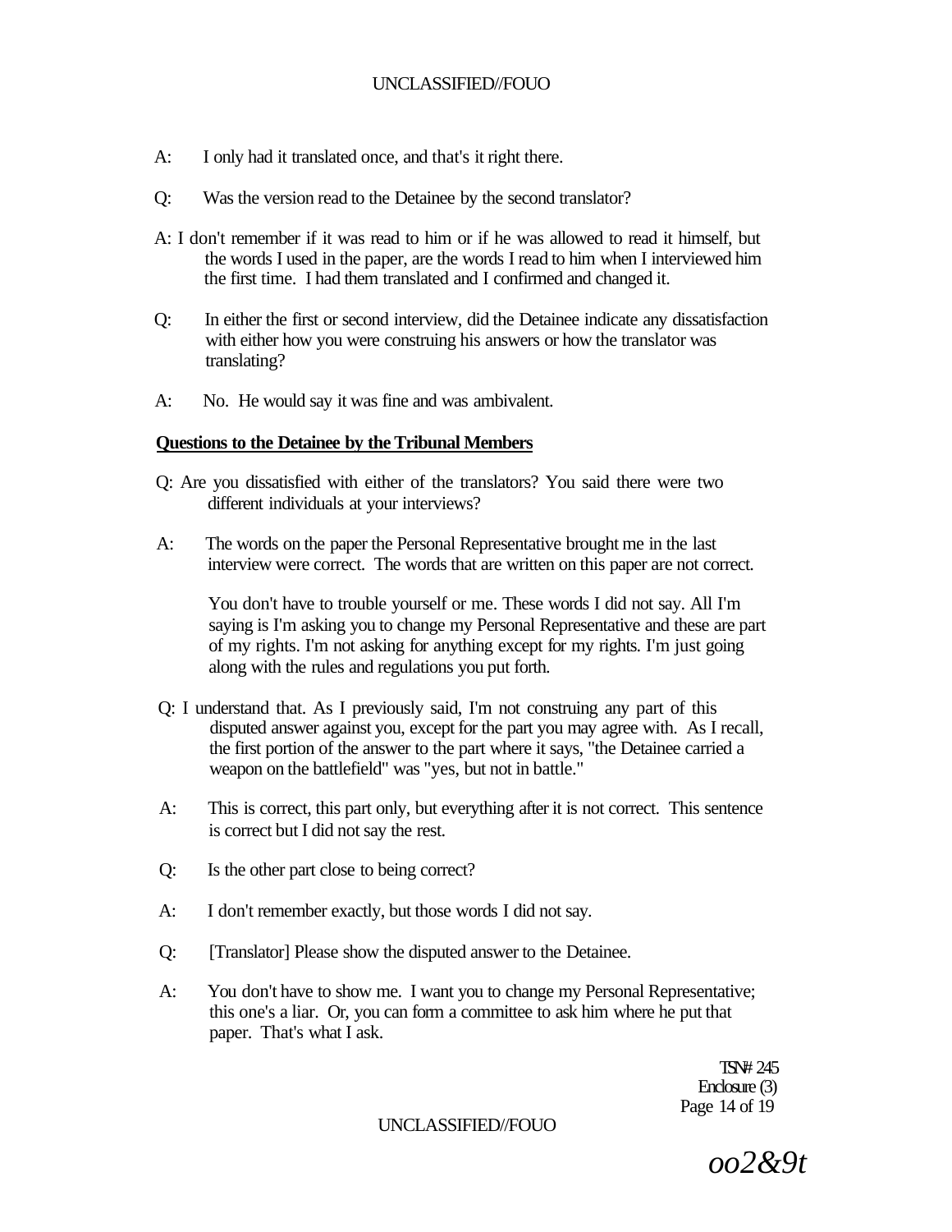A: I only had it translated once, and that's it right there.

Q: Was the version read to the Detainee by the second translator?

A: I don't remember if it was read to him or if he was allowed to read it himself, but the words I used in the paper, are the words I read to him when I interviewed him the first time. I had them translated and I confirmed and changed it.

Q: In either the first or second interview, did the Detainee indicate any dissatisfaction with either how you were construing his answers or how the translator was translating?

A: No. He would say it was fine and was ambivalent.

**Questions to the Detainee by the Tribunal Members**

Q: Are you dissatisfied with either of the translators? You said there were two different individuals at your interviews?

A: The words on the paper the Personal Representative brought me in the last interview were correct. The words that are written on this paper are not correct.

You don't have to trouble yourself or me. These words I did not say. All I'm saying is I'm asking you to change my Personal Representative and these are part of my rights. I'm not asking for anything except for my rights. I'm just going along with the rules and regulations you put forth.

Q: I understand that. As I previously said, I'm not construing any part of this disputed answer against you, except for the part you may agree with. As I recall, the first portion of the answer to the part where it says, "the Detainee carried a weapon on the battlefield" was "yes, but not in battle."

A: This is correct, this part only, but everything after it is not correct. This sentence is correct but I did not say the rest.

Q: Is the other part close to being correct?

A: I don't remember exactly, but those words I did not say.

Q: [Translator] Please show the disputed answer to the Detainee.

A: You don't have to show me. I want you to change my Personal Representative; this one's a liar. Or, you can form a committee to ask him where he put that paper. That's what I ask.

TSN# 245
Enclosure (3)

oo2&9t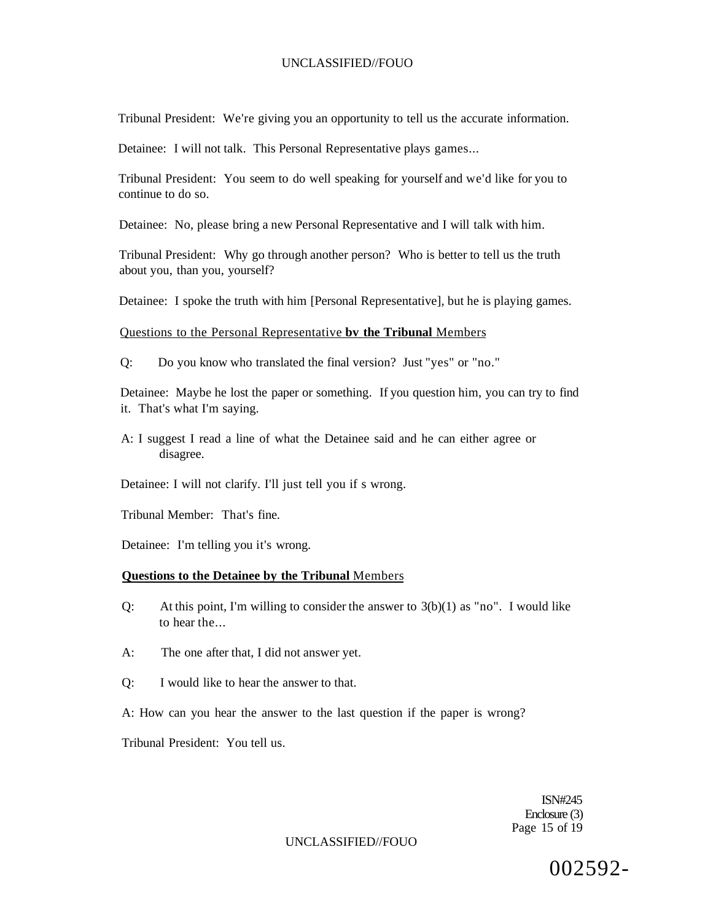Tribunal President: We're giving you an opportunity to tell us the accurate information.

Detainee: I will not talk. This Personal Representative plays games...

Tribunal President: You seem to do well speaking for yourself and we'd like for you to continue to do so.

Detainee: No, please bring a new Personal Representative and I will talk with him.

Tribunal President: Why go through another person? Who is better to tell us the truth about you, than you, yourself?

Detainee: I spoke the truth with him [Personal Representative], but he is playing games.

Questions to the Personal Representative **bv the Tribunal** Members

Q: Do you know who translated the final version? Just "yes" or "no."

Detainee: Maybe he lost the paper or something. If you question him, you can try to find it. That's what I'm saying.

A: I suggest I read a line of what the Detainee said and he can either agree or disagree.

Detainee: I will not clarify. I'll just tell you if s wrong.

Tribunal Member: That's fine.

Detainee: I'm telling you it's wrong.

**Questions to the Detainee by the Tribunal** Members

Q: At this point, I'm willing to consider the answer to 3(b)(1) as "no". I would like to hear the...

A: The one after that, I did not answer yet.

Q: I would like to hear the answer to that.

A: How can you hear the answer to the last question if the paper is wrong?

Tribunal President: You tell us.

ISN#245
Enclosure (3)

002592-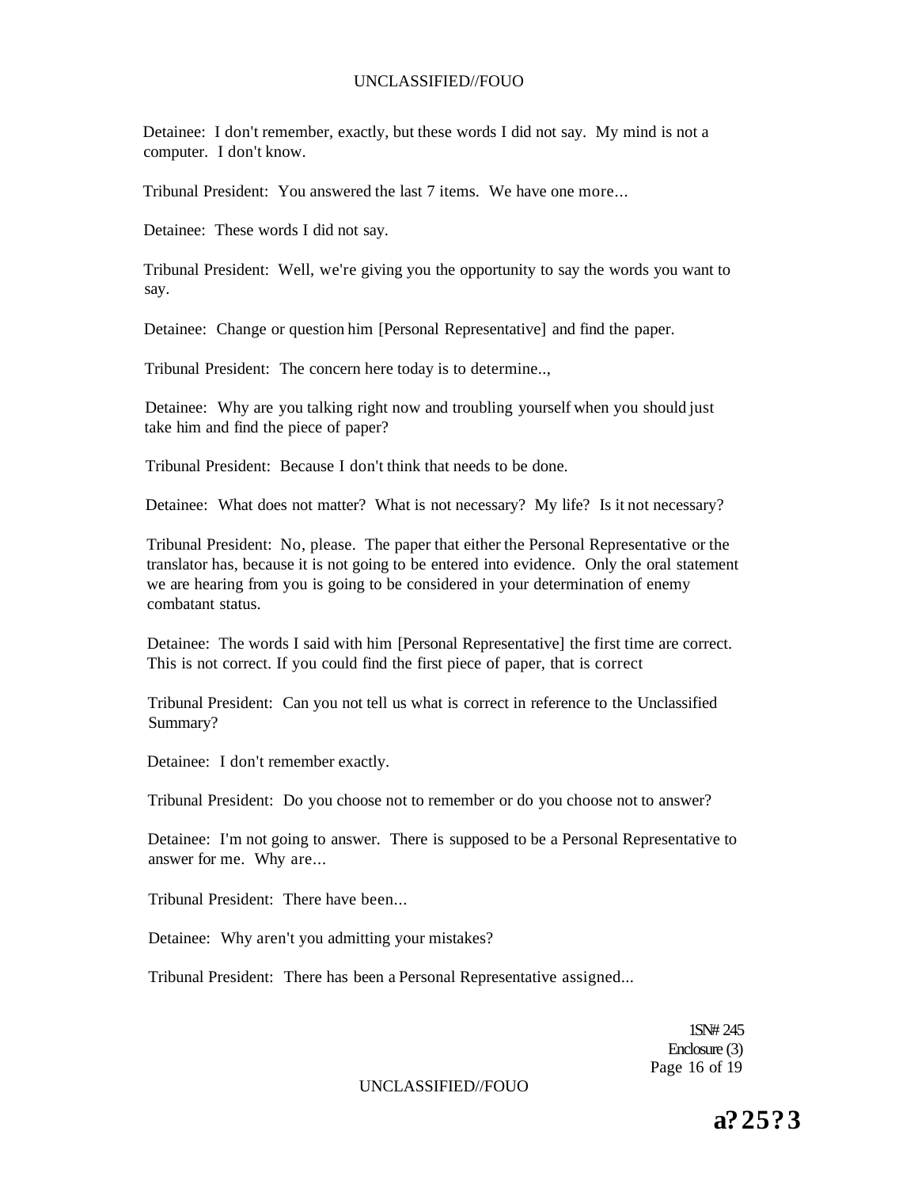Detainee: I don't remember, exactly, but these words I did not say. My mind is not a computer. I don't know.

Tribunal President: You answered the last 7 items. We have one more...

Detainee: These words I did not say.

Tribunal President: Well, we're giving you the opportunity to say the words you want to say.

Detainee: Change or question him [Personal Representative] and find the paper.

Tribunal President: The concern here today is to determine..,

Detainee: Why are you talking right now and troubling yourself when you should just take him and find the piece of paper?

Tribunal President: Because I don't think that needs to be done.

Detainee: What does not matter? What is not necessary? My life? Is it not necessary?

Tribunal President: No, please. The paper that either the Personal Representative or the translator has, because it is not going to be entered into evidence. Only the oral statement we are hearing from you is going to be considered in your determination of enemy combatant status.

Detainee: The words I said with him [Personal Representative] the first time are correct. This is not correct. If you could find the first piece of paper, that is correct

Tribunal President: Can you not tell us what is correct in reference to the Unclassified Summary?

Detainee: I don't remember exactly.

Tribunal President: Do you choose not to remember or do you choose not to answer?

Detainee: I'm not going to answer. There is supposed to be a Personal Representative to answer for me. Why are...

Tribunal President: There have been...

Detainee: Why aren't you admitting your mistakes?

Tribunal President: There has been a Personal Representative assigned...

1SN# 245
Enclosure (3)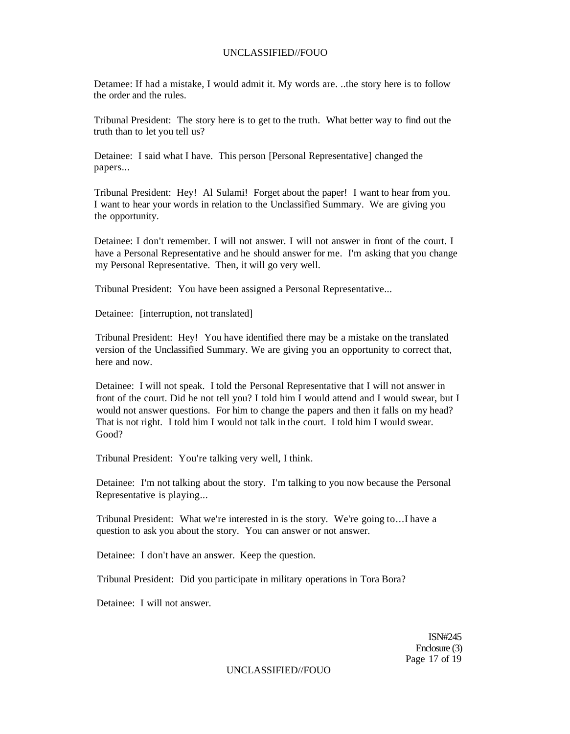Detamee: If had a mistake, I would admit it. My words are. ..the story here is to follow the order and the rules.

Tribunal President: The story here is to get to the truth. What better way to find out the truth than to let you tell us?

Detainee: I said what I have. This person [Personal Representative] changed the papers...

Tribunal President: Hey! Al Sulami! Forget about the paper! I want to hear from you. I want to hear your words in relation to the Unclassified Summary. We are giving you the opportunity.

Detainee: I don't remember. I will not answer. I will not answer in front of the court. I have a Personal Representative and he should answer for me. I'm asking that you change my Personal Representative. Then, it will go very well.

Tribunal President: You have been assigned a Personal Representative...

Detainee: [interruption, not translated]

Tribunal President: Hey! You have identified there may be a mistake on the translated version of the Unclassified Summary. We are giving you an opportunity to correct that, here and now.

Detainee: I will not speak. I told the Personal Representative that I will not answer in front of the court. Did he not tell you? I told him I would attend and I would swear, but I would not answer questions. For him to change the papers and then it falls on my head? That is not right. I told him I would not talk in the court. I told him I would swear. Good?

Tribunal President: You're talking very well, I think.

Detainee: I'm not talking about the story. I'm talking to you now because the Personal Representative is playing...

Tribunal President: What we're interested in is the story. We're going to…I have a question to ask you about the story. You can answer or not answer.

Detainee: I don't have an answer. Keep the question.

Tribunal President: Did you participate in military operations in Tora Bora?

Detainee: I will not answer.

ISN#245
Enclosure (3)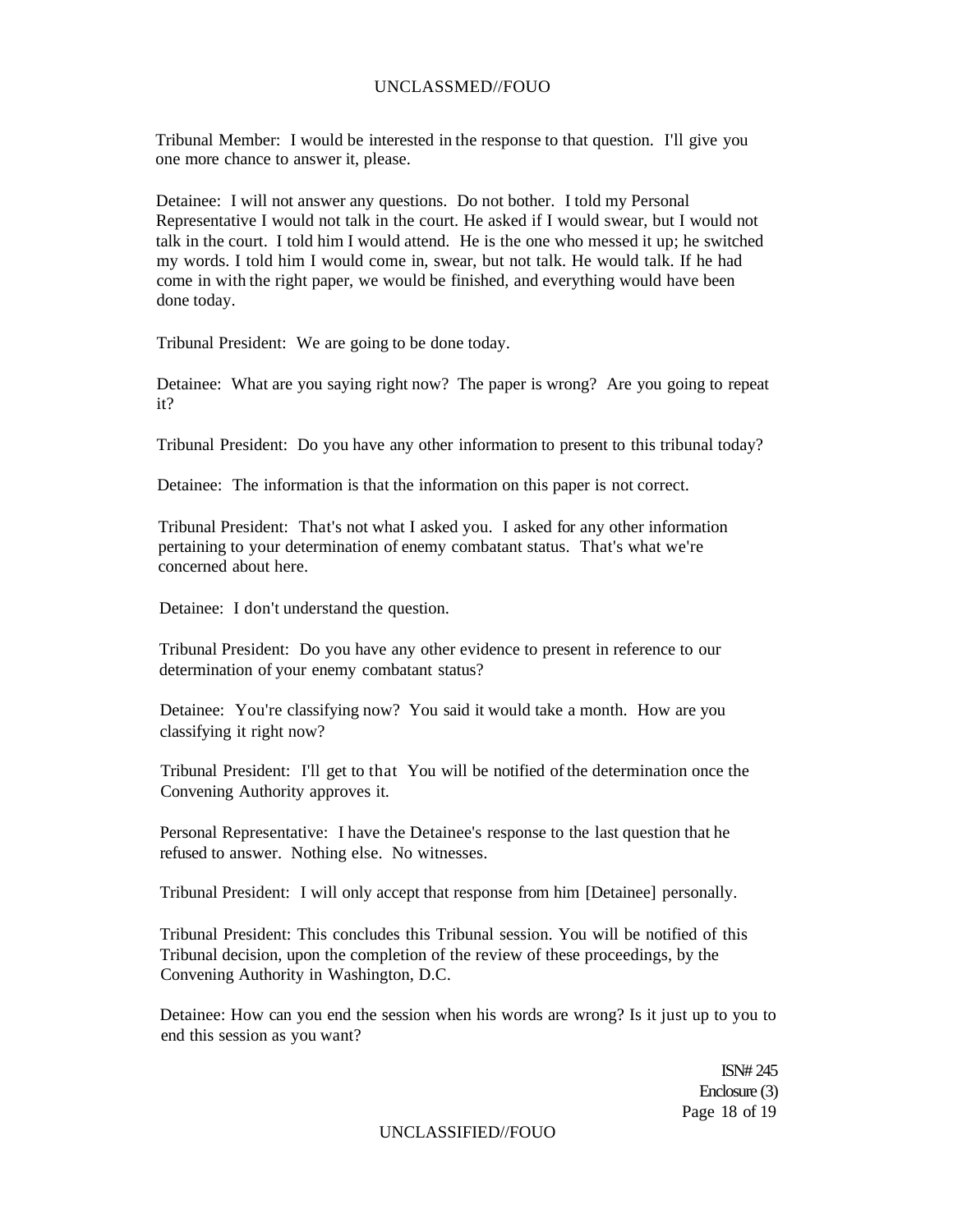Tribunal Member: I would be interested in the response to that question. I'll give you one more chance to answer it, please.

Detainee: I will not answer any questions. Do not bother. I told my Personal Representative I would not talk in the court. He asked if I would swear, but I would not talk in the court. I told him I would attend. He is the one who messed it up; he switched my words. I told him I would come in, swear, but not talk. He would talk. If he had come in with the right paper, we would be finished, and everything would have been done today.

Tribunal President: We are going to be done today.

Detainee: What are you saying right now? The paper is wrong? Are you going to repeat it?

Tribunal President: Do you have any other information to present to this tribunal today?

Detainee: The information is that the information on this paper is not correct.

Tribunal President: That's not what I asked you. I asked for any other information pertaining to your determination of enemy combatant status. That's what we're concerned about here.

Detainee: I don't understand the question.

Tribunal President: Do you have any other evidence to present in reference to our determination of your enemy combatant status?

Detainee: You're classifying now? You said it would take a month. How are you classifying it right now?

Tribunal President: I'll get to that You will be notified of the determination once the Convening Authority approves it.

Personal Representative: I have the Detainee's response to the last question that he refused to answer. Nothing else. No witnesses.

Tribunal President: I will only accept that response from him [Detainee] personally.

Tribunal President: This concludes this Tribunal session. You will be notified of this Tribunal decision, upon the completion of the review of these proceedings, by the Convening Authority in Washington, D.C.

Detainee: How can you end the session when his words are wrong? Is it just up to you to end this session as you want?

ISN# 245
Enclosure (3)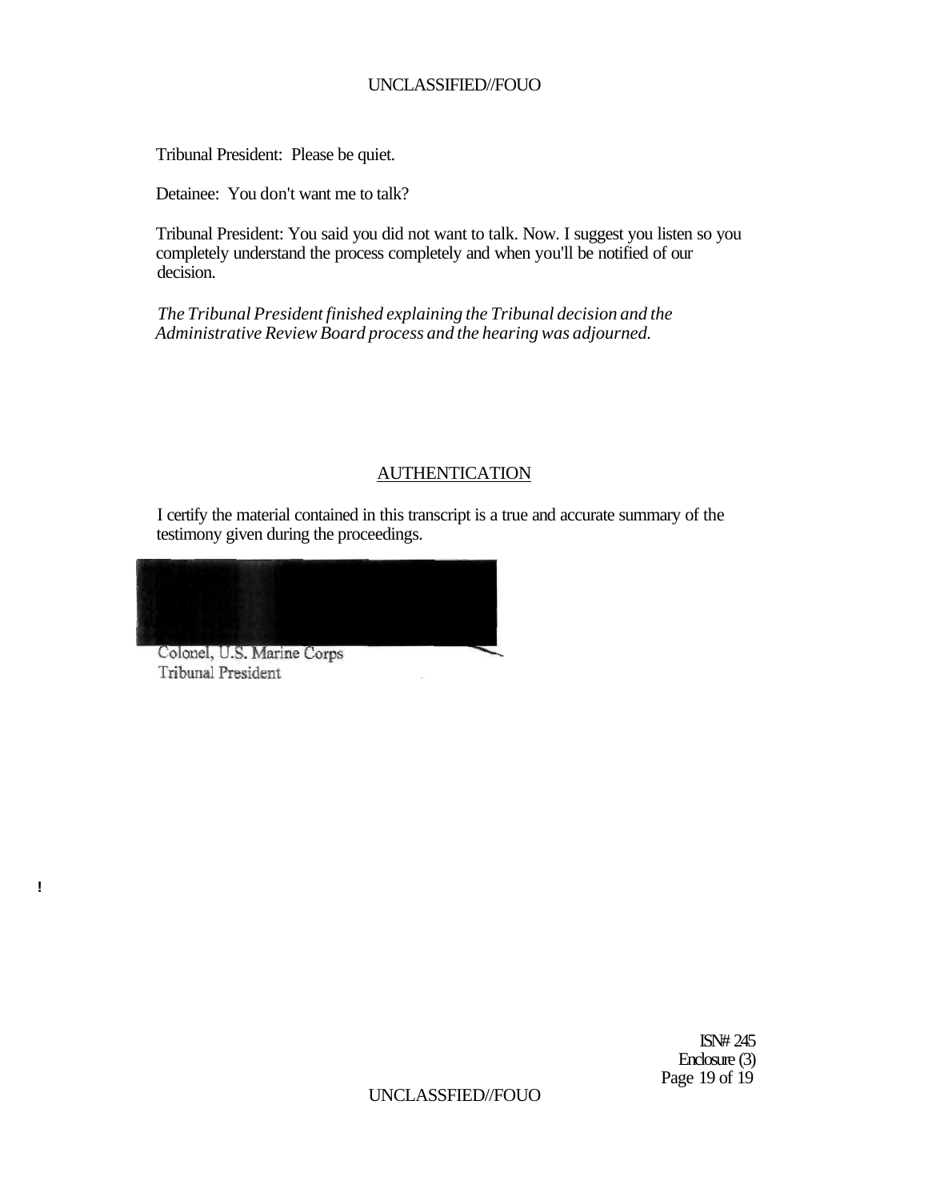Tribunal President: Please be quiet.

Detainee: You don't want me to talk?

Tribunal President: You said you did not want to talk. Now. I suggest you listen so you completely understand the process completely and when you'll be notified of our decision.

*The Tribunal President finished explaining the Tribunal decision and the Administrative Review Board process and the hearing was adjourned.*

## AUTHENTICATION

I certify the material contained in this transcript is a true and accurate summary of the testimony given during the proceedings.

Colonel, U.S. Marine Corps
Tribunal President

ISN# 245
Enclosure (3)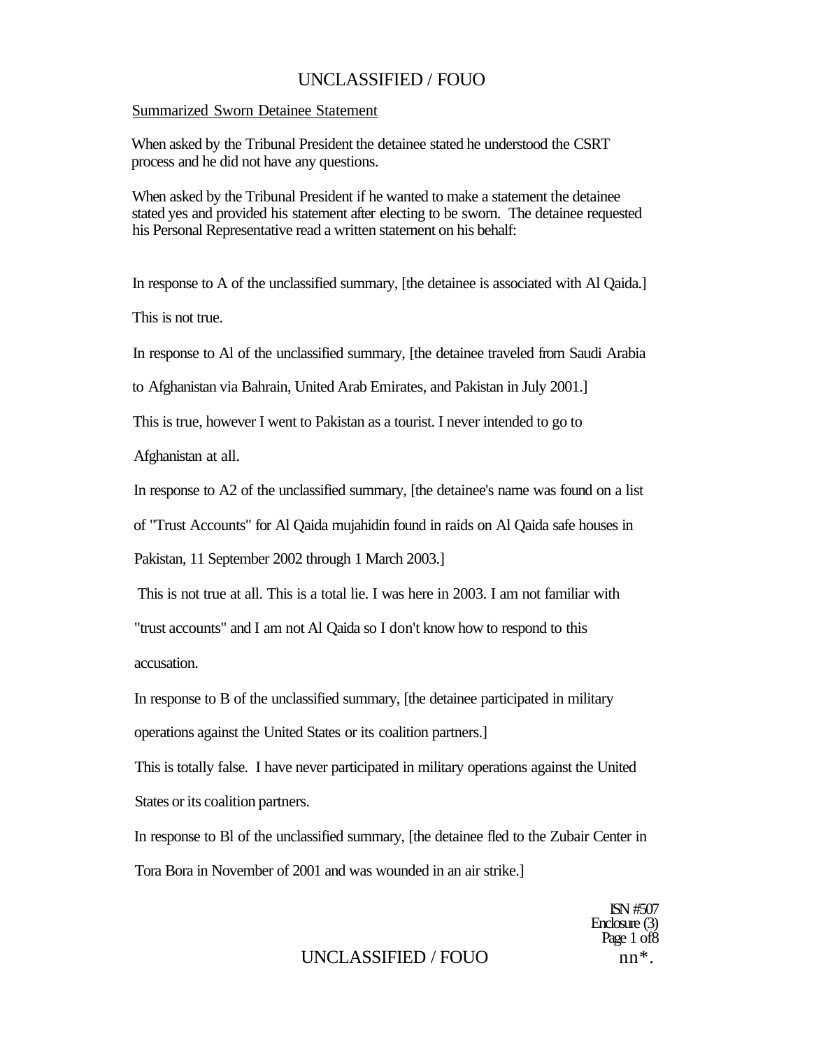Summarized Sworn Detainee Statement

When asked by the Tribunal President the detainee stated he understood the CSRT process and he did not have any questions.

When asked by the Tribunal President if he wanted to make a statement the detainee stated yes and provided his statement after electing to be sworn. The detainee requested his Personal Representative read a written statement on his behalf:

In response to A of the unclassified summary, [the detainee is associated with Al Qaida.]

This is not true.

In response to Al of the unclassified summary, [the detainee traveled from Saudi Arabia to Afghanistan via Bahrain, United Arab Emirates, and Pakistan in July 2001.]

This is true, however I went to Pakistan as a tourist. I never intended to go to Afghanistan at all.

In response to A2 of the unclassified summary, [the detainee's name was found on a list of "Trust Accounts" for Al Qaida mujahidin found in raids on Al Qaida safe houses in Pakistan, 11 September 2002 through 1 March 2003.]

This is not true at all. This is a total lie. I was here in 2003. I am not familiar with "trust accounts" and I am not Al Qaida so I don't know how to respond to this accusation.

In response to B of the unclassified summary, [the detainee participated in military operations against the United States or its coalition partners.]

This is totally false. I have never participated in military operations against the United States or its coalition partners.

In response to Bl of the unclassified summary, [the detainee fled to the Zubair Center in Tora Bora in November of 2001 and was wounded in an air strike.]

ISN #507
Enclosure (3)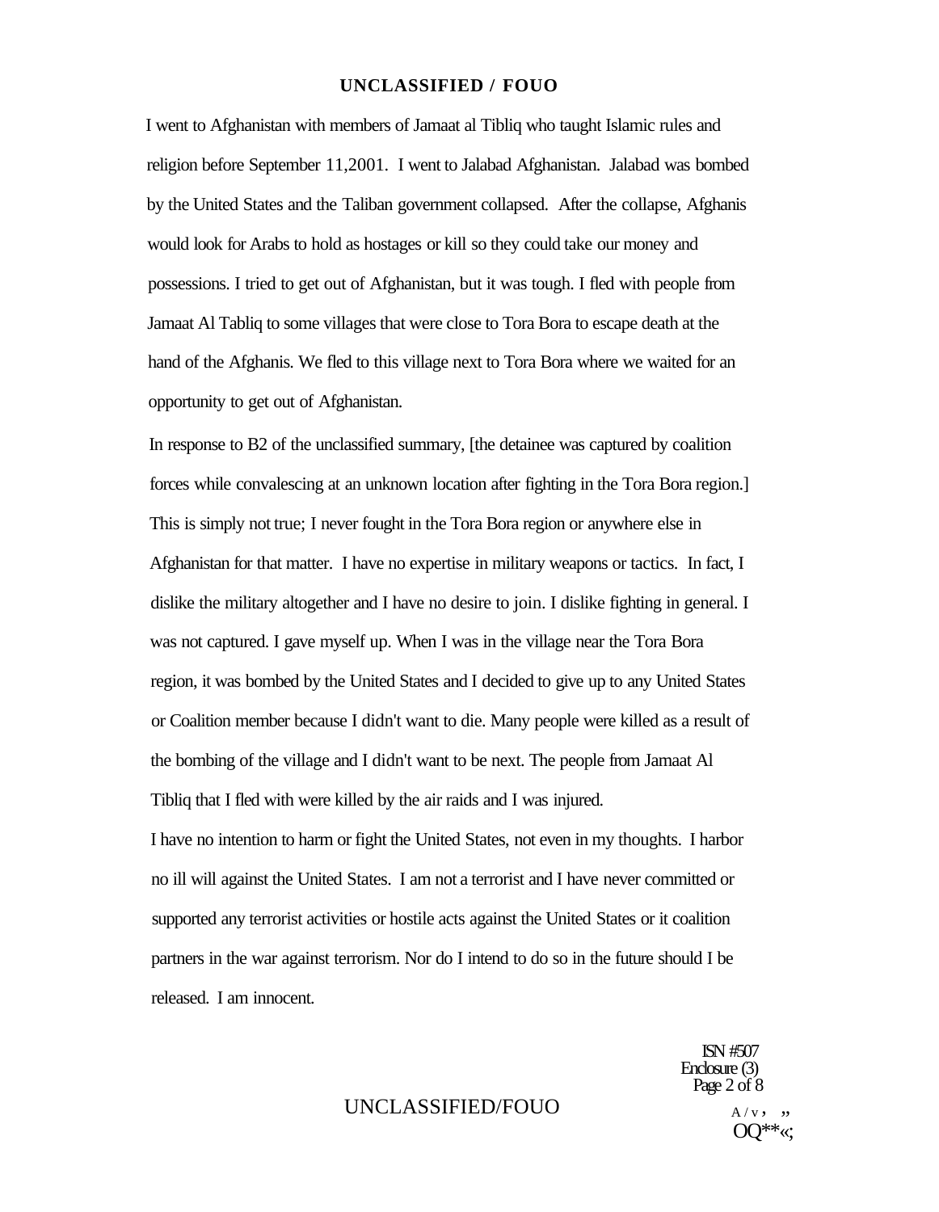I went to Afghanistan with members of Jamaat al Tibliq who taught Islamic rules and religion before September 11,2001. I went to Jalabad Afghanistan. Jalabad was bombed by the United States and the Taliban government collapsed. After the collapse, Afghanis would look for Arabs to hold as hostages or kill so they could take our money and possessions. I tried to get out of Afghanistan, but it was tough. I fled with people from Jamaat Al Tabliq to some villages that were close to Tora Bora to escape death at the hand of the Afghanis. We fled to this village next to Tora Bora where we waited for an opportunity to get out of Afghanistan.

In response to B2 of the unclassified summary, [the detainee was captured by coalition forces while convalescing at an unknown location after fighting in the Tora Bora region.] This is simply not true; I never fought in the Tora Bora region or anywhere else in Afghanistan for that matter. I have no expertise in military weapons or tactics. In fact, I dislike the military altogether and I have no desire to join. I dislike fighting in general. I was not captured. I gave myself up. When I was in the village near the Tora Bora region, it was bombed by the United States and I decided to give up to any United States or Coalition member because I didn't want to die. Many people were killed as a result of the bombing of the village and I didn't want to be next. The people from Jamaat Al Tibliq that I fled with were killed by the air raids and I was injured.

I have no intention to harm or fight the United States, not even in my thoughts. I harbor no ill will against the United States. I am not a terrorist and I have never committed or supported any terrorist activities or hostile acts against the United States or it coalition partners in the war against terrorism. Nor do I intend to do so in the future should I be released. I am innocent.

ISN #507
Enclosure (3)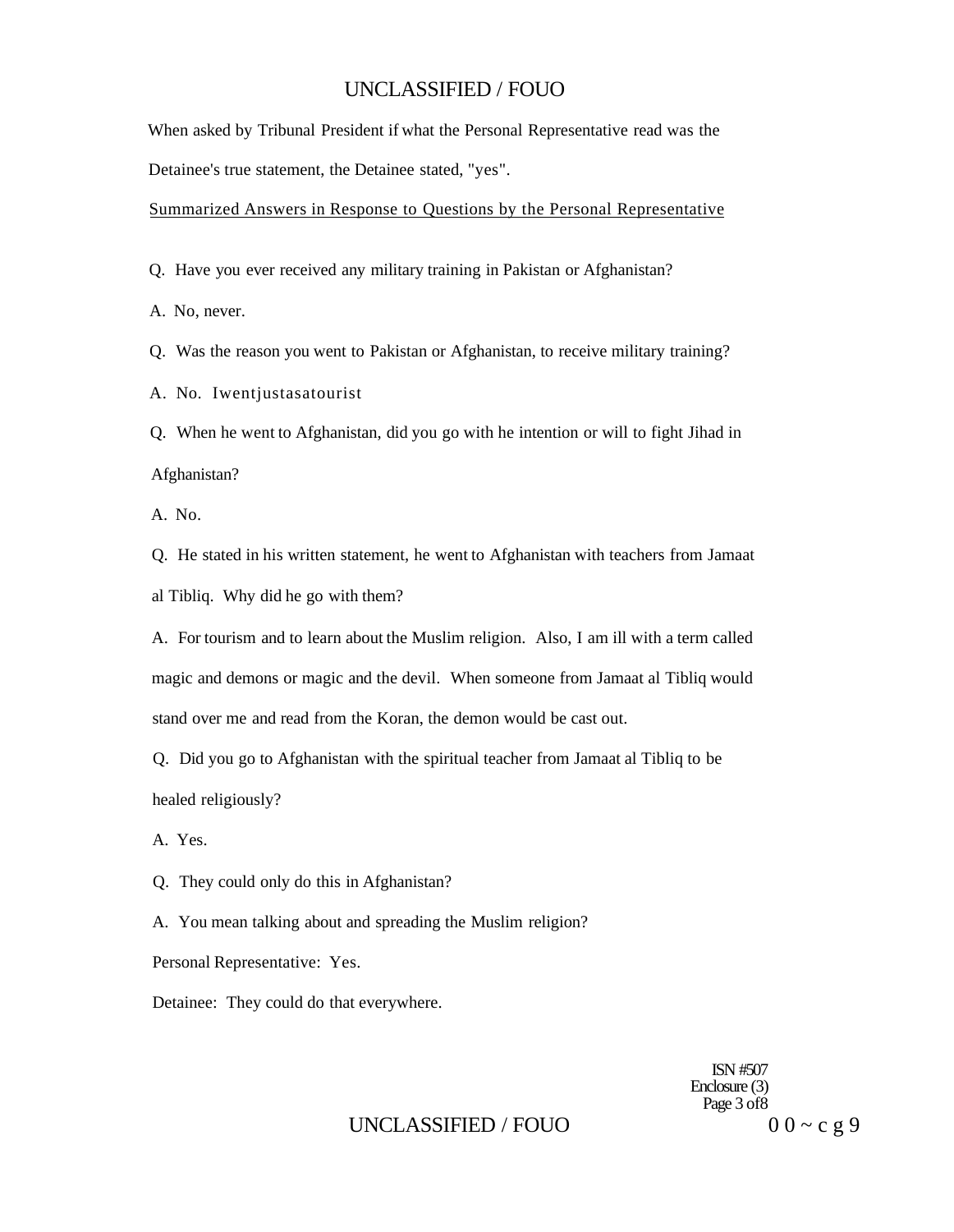When asked by Tribunal President if what the Personal Representative read was the Detainee's true statement, the Detainee stated, "yes".

Summarized Answers in Response to Questions by the Personal Representative

Q. Have you ever received any military training in Pakistan or Afghanistan?

A. No, never.

Q. Was the reason you went to Pakistan or Afghanistan, to receive military training?

A. No. Iwentjustasatourist

Q. When he went to Afghanistan, did you go with he intention or will to fight Jihad in Afghanistan?

A. No.

Q. He stated in his written statement, he went to Afghanistan with teachers from Jamaat al Tibliq. Why did he go with them?

A. For tourism and to learn about the Muslim religion. Also, I am ill with a term called magic and demons or magic and the devil. When someone from Jamaat al Tibliq would stand over me and read from the Koran, the demon would be cast out.

Q. Did you go to Afghanistan with the spiritual teacher from Jamaat al Tibliq to be healed religiously?

A. Yes.

Q. They could only do this in Afghanistan?

A. You mean talking about and spreading the Muslim religion?

Personal Representative: Yes.

Detainee: They could do that everywhere.

ISN #507
Enclosure (3)
Page 3 of8

0 0 ~ c g 9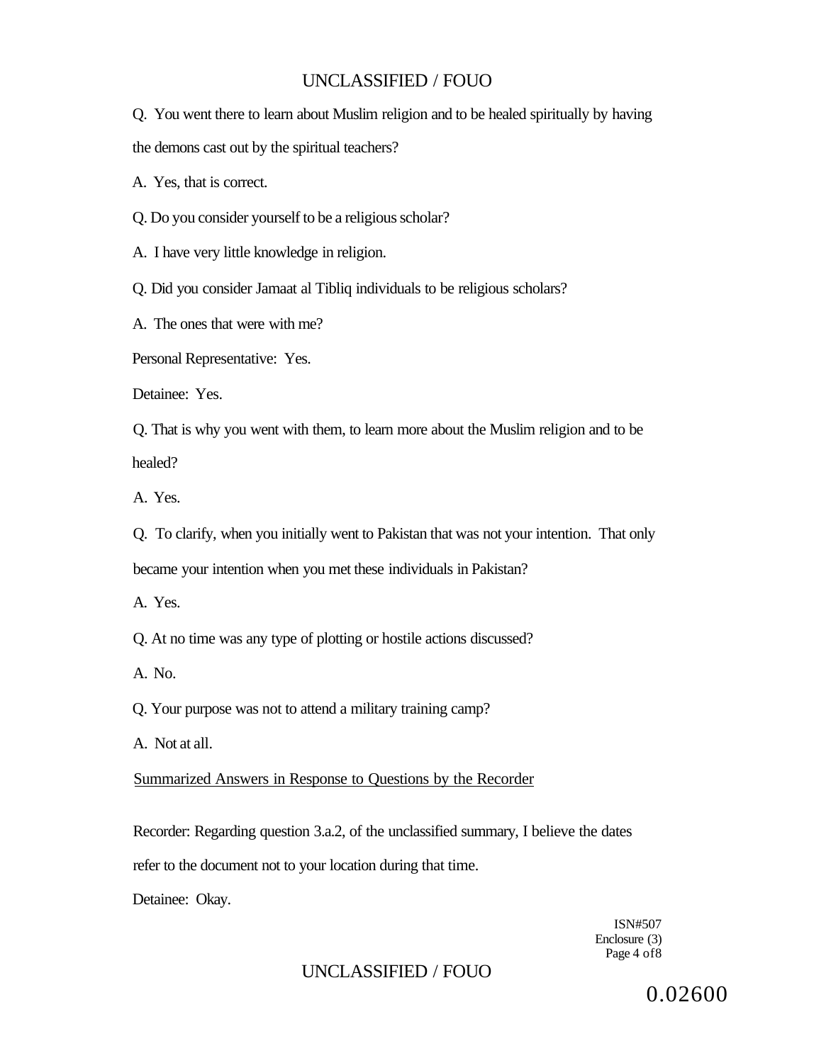Q. You went there to learn about Muslim religion and to be healed spiritually by having the demons cast out by the spiritual teachers?

A. Yes, that is correct.

Q. Do you consider yourself to be a religious scholar?

A. I have very little knowledge in religion.

Q. Did you consider Jamaat al Tibliq individuals to be religious scholars?

A. The ones that were with me?

Personal Representative: Yes.

Detainee: Yes.

Q. That is why you went with them, to learn more about the Muslim religion and to be healed?

A. Yes.

Q. To clarify, when you initially went to Pakistan that was not your intention. That only became your intention when you met these individuals in Pakistan?

A. Yes.

Q. At no time was any type of plotting or hostile actions discussed?

A. No.

Q. Your purpose was not to attend a military training camp?

A. Not at all.

<u>Summarized Answers in Response to Questions by the Recorder</u>

Recorder: Regarding question 3.a.2, of the unclassified summary, I believe the dates refer to the document not to your location during that time.

Detainee: Okay.

ISN#507
Enclosure (3)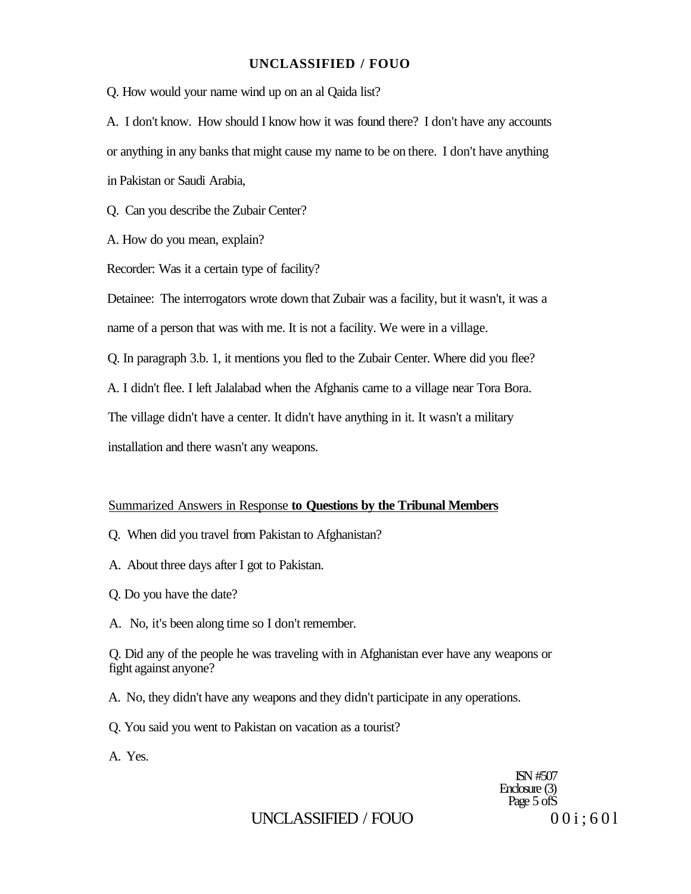Q. How would your name wind up on an al Qaida list?

A. I don't know. How should I know how it was found there? I don't have any accounts or anything in any banks that might cause my name to be on there. I don't have anything in Pakistan or Saudi Arabia,

Q. Can you describe the Zubair Center?

A. How do you mean, explain?

Recorder: Was it a certain type of facility?

Detainee: The interrogators wrote down that Zubair was a facility, but it wasn't, it was a name of a person that was with me. It is not a facility. We were in a village.

Q. In paragraph 3.b. 1, it mentions you fled to the Zubair Center. Where did you flee?

A. I didn't flee. I left Jalalabad when the Afghanis came to a village near Tora Bora. The village didn't have a center. It didn't have anything in it. It wasn't a military installation and there wasn't any weapons.

Summarized Answers in Response **to Questions by the Tribunal Members**

Q. When did you travel from Pakistan to Afghanistan?

A. About three days after I got to Pakistan.

Q. Do you have the date?

A. No, it's been along time so I don't remember.

Q. Did any of the people he was traveling with in Afghanistan ever have any weapons or fight against anyone?

A. No, they didn't have any weapons and they didn't participate in any operations.

Q. You said you went to Pakistan on vacation as a tourist?

A. Yes.

ISN #507
Enclosure (3)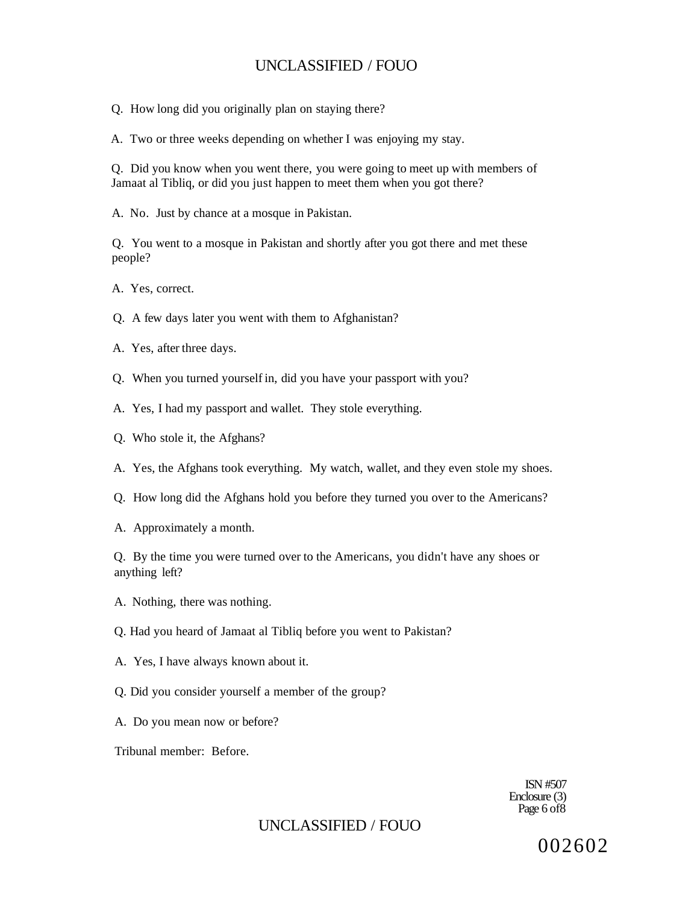Q. How long did you originally plan on staying there?

A. Two or three weeks depending on whether I was enjoying my stay.

Q. Did you know when you went there, you were going to meet up with members of Jamaat al Tibliq, or did you just happen to meet them when you got there?

A. No. Just by chance at a mosque in Pakistan.

Q. You went to a mosque in Pakistan and shortly after you got there and met these people?

A. Yes, correct.

Q. A few days later you went with them to Afghanistan?

A. Yes, after three days.

Q. When you turned yourself in, did you have your passport with you?

A. Yes, I had my passport and wallet. They stole everything.

Q. Who stole it, the Afghans?

A. Yes, the Afghans took everything. My watch, wallet, and they even stole my shoes.

Q. How long did the Afghans hold you before they turned you over to the Americans?

A. Approximately a month.

Q. By the time you were turned over to the Americans, you didn't have any shoes or anything left?

A. Nothing, there was nothing.

Q. Had you heard of Jamaat al Tibliq before you went to Pakistan?

A. Yes, I have always known about it.

Q. Did you consider yourself a member of the group?

A. Do you mean now or before?

Tribunal member: Before.

ISN #507
Enclosure (3)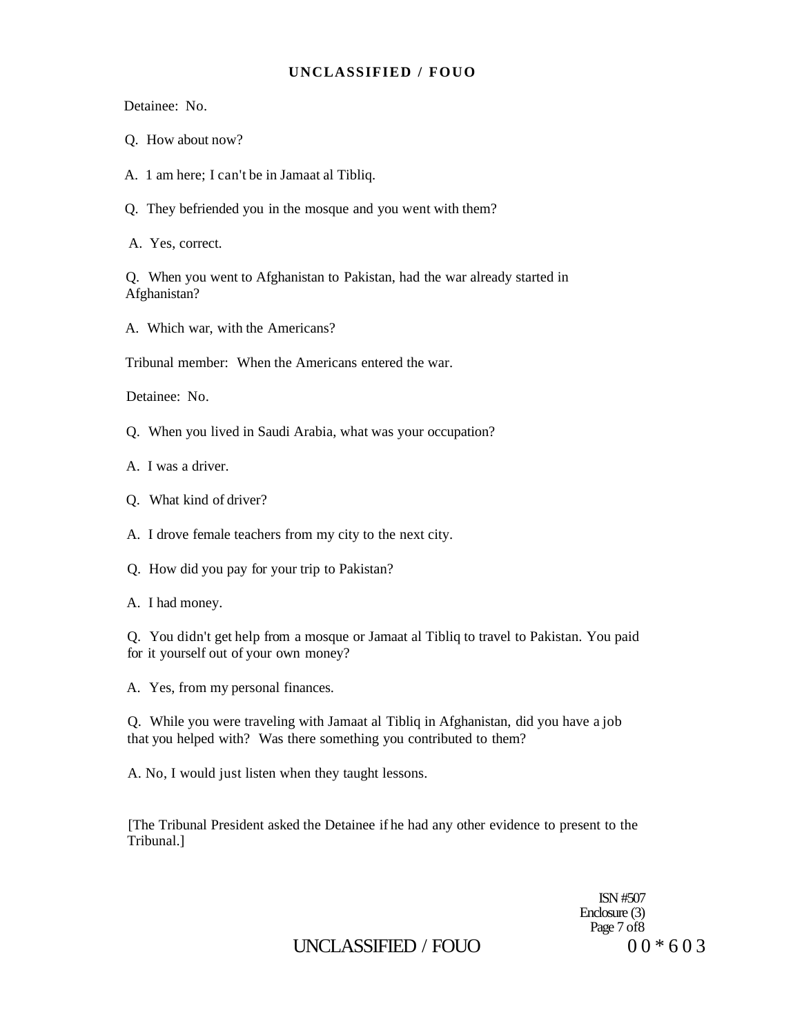Detainee: No.

Q. How about now?

A. 1 am here; I can't be in Jamaat al Tibliq.

Q. They befriended you in the mosque and you went with them?

A. Yes, correct.

Q. When you went to Afghanistan to Pakistan, had the war already started in Afghanistan?

A. Which war, with the Americans?

Tribunal member: When the Americans entered the war.

Detainee: No.

Q. When you lived in Saudi Arabia, what was your occupation?

A. I was a driver.

Q. What kind of driver?

A. I drove female teachers from my city to the next city.

Q. How did you pay for your trip to Pakistan?

A. I had money.

Q. You didn't get help from a mosque or Jamaat al Tibliq to travel to Pakistan. You paid for it yourself out of your own money?

A. Yes, from my personal finances.

Q. While you were traveling with Jamaat al Tibliq in Afghanistan, did you have a job that you helped with? Was there something you contributed to them?

A. No, I would just listen when they taught lessons.

[The Tribunal President asked the Detainee if he had any other evidence to present to the Tribunal.]

ISN #507
Enclosure (3)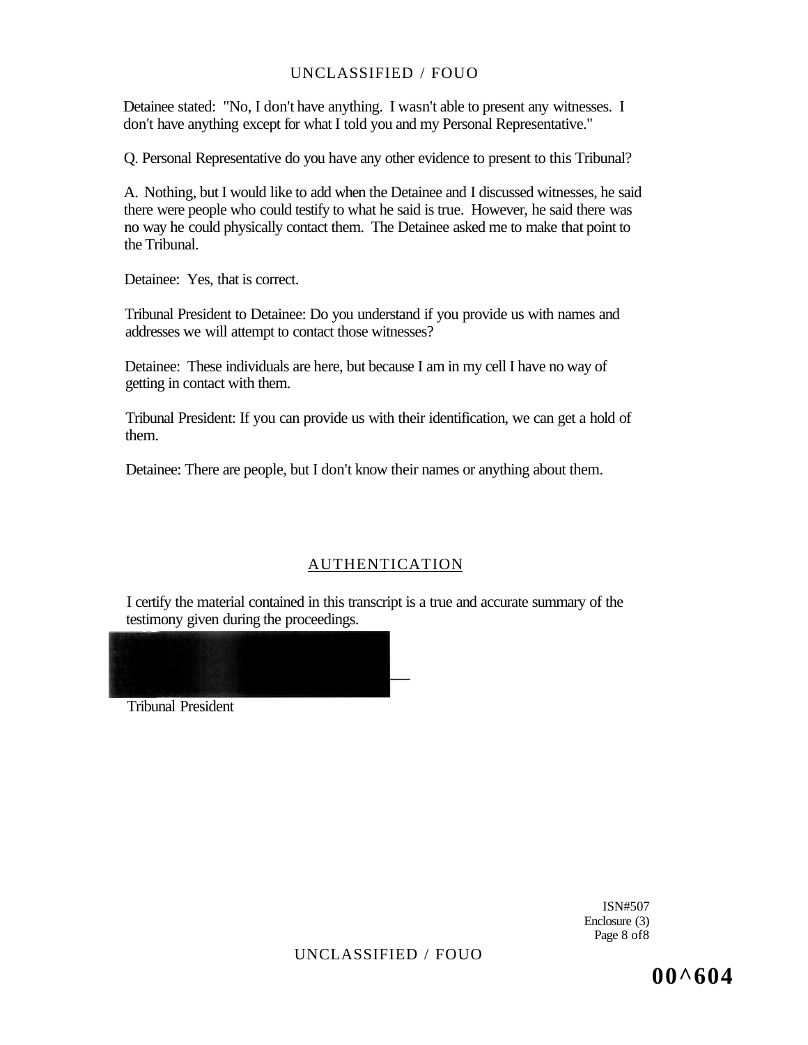Detainee stated: "No, I don't have anything. I wasn't able to present any witnesses. I don't have anything except for what I told you and my Personal Representative."

Q. Personal Representative do you have any other evidence to present to this Tribunal?

A. Nothing, but I would like to add when the Detainee and I discussed witnesses, he said there were people who could testify to what he said is true. However, he said there was no way he could physically contact them. The Detainee asked me to make that point to the Tribunal.

Detainee: Yes, that is correct.

Tribunal President to Detainee: Do you understand if you provide us with names and addresses we will attempt to contact those witnesses?

Detainee: These individuals are here, but because I am in my cell I have no way of getting in contact with them.

Tribunal President: If you can provide us with their identification, we can get a hold of them.

Detainee: There are people, but I don't know their names or anything about them.

## AUTHENTICATION

I certify the material contained in this transcript is a true and accurate summary of the testimony given during the proceedings.

Tribunal President

ISN#507
Enclosure (3)

00^604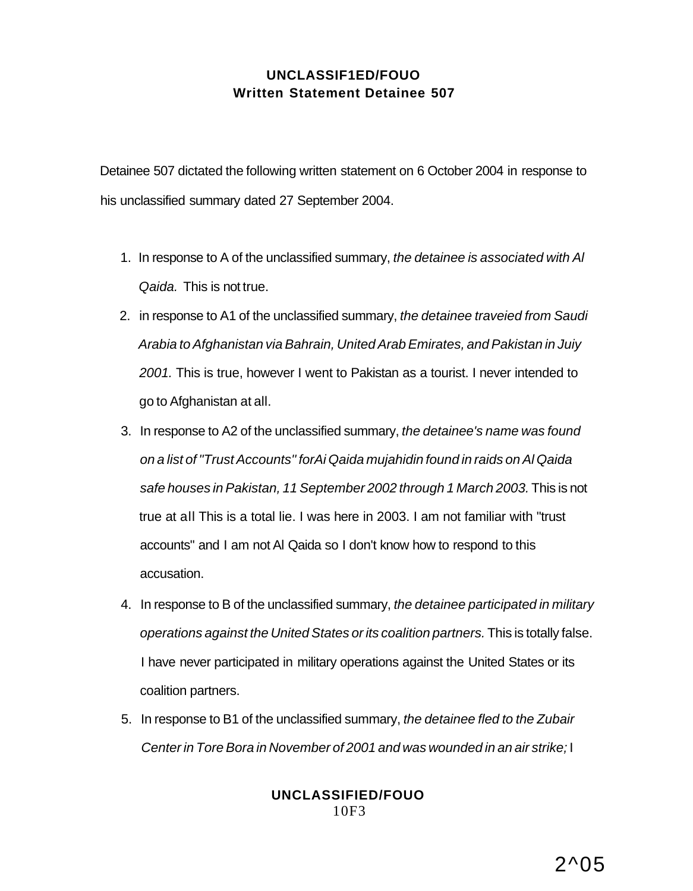**UNCLASSIF1ED/FOUO**
**Written Statement Detainee 507**

Detainee 507 dictated the following written statement on 6 October 2004 in response to his unclassified summary dated 27 September 2004.

1. In response to A of the unclassified summary, *the detainee is associated with Al Qaida.* This is not true.
2. in response to A1 of the unclassified summary, *the detainee traveied from Saudi Arabia to Afghanistan via Bahrain, United Arab Emirates, and Pakistan in Juiy 2001.* This is true, however I went to Pakistan as a tourist. I never intended to go to Afghanistan at all.
3. In response to A2 of the unclassified summary, *the detainee's name was found on a list of "Trust Accounts" forAi Qaida mujahidin found in raids on Al Qaida safe houses in Pakistan, 11 September 2002 through 1 March 2003.* This is not true at all This is a total lie. I was here in 2003. I am not familiar with "trust accounts" and I am not Al Qaida so I don't know how to respond to this accusation.
4. In response to B of the unclassified summary, *the detainee participated in military operations against the United States or its coalition partners.* This is totally false. I have never participated in military operations against the United States or its coalition partners.
5. In response to B1 of the unclassified summary, *the detainee fled to the Zubair Center in Tore Bora in November of 2001 and was wounded in an air strike;* I

**UNCLASSIFIED/FOUO**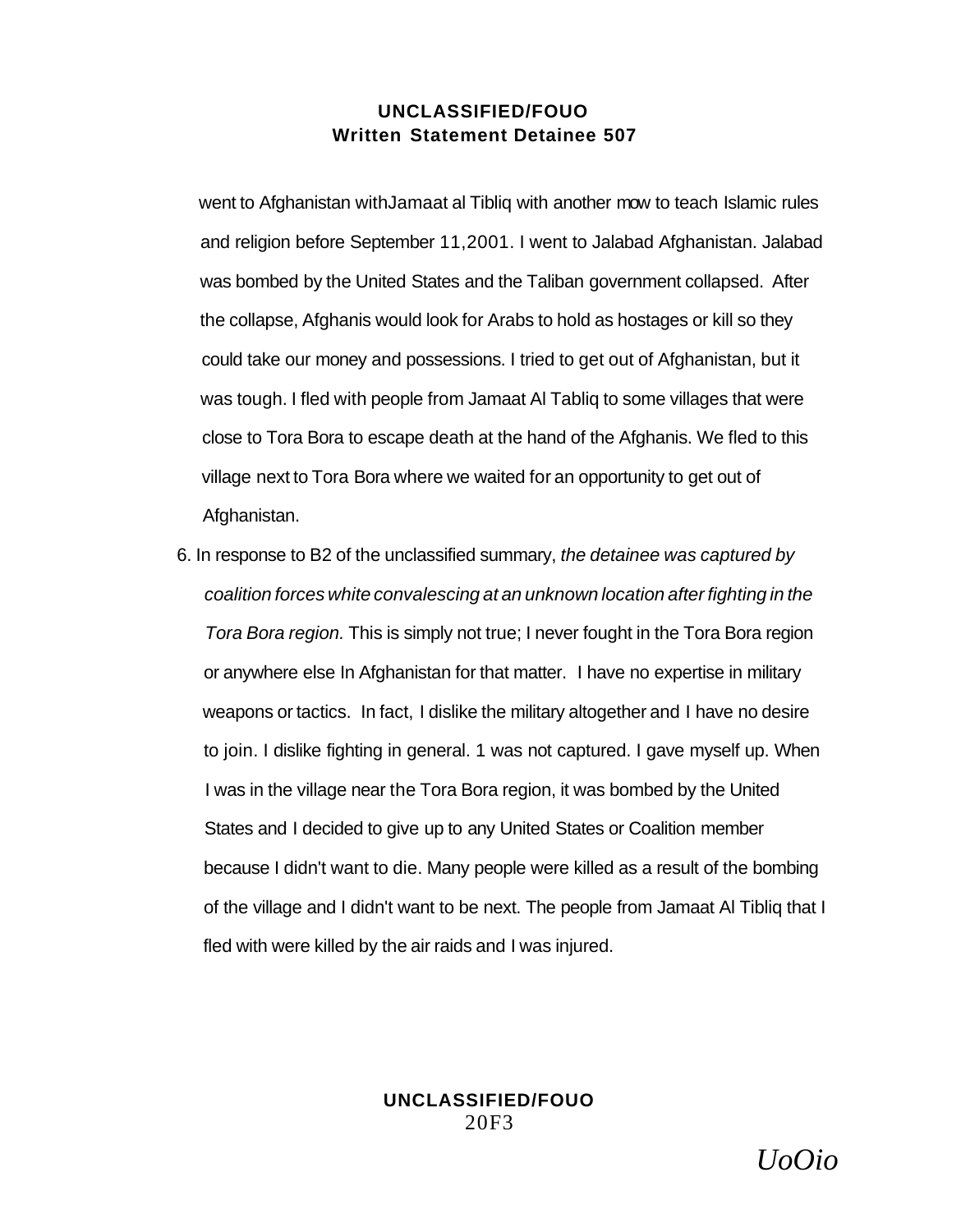went to Afghanistan withJamaat al Tibliq with another mow to teach Islamic rules and religion before September 11,2001. I went to Jalabad Afghanistan. Jalabad was bombed by the United States and the Taliban government collapsed. After the collapse, Afghanis would look for Arabs to hold as hostages or kill so they could take our money and possessions. I tried to get out of Afghanistan, but it was tough. I fled with people from Jamaat Al Tabliq to some villages that were close to Tora Bora to escape death at the hand of the Afghanis. We fled to this village next to Tora Bora where we waited for an opportunity to get out of Afghanistan.

6. In response to B2 of the unclassified summary, *the detainee was captured by coalition forces white convalescing at an unknown location after fighting in the Tora Bora region.* This is simply not true; I never fought in the Tora Bora region or anywhere else In Afghanistan for that matter. I have no expertise in military weapons or tactics. In fact, I dislike the military altogether and I have no desire to join. I dislike fighting in general. 1 was not captured. I gave myself up. When I was in the village near the Tora Bora region, it was bombed by the United States and I decided to give up to any United States or Coalition member because I didn't want to die. Many people were killed as a result of the bombing of the village and I didn't want to be next. The people from Jamaat Al Tibliq that I fled with were killed by the air raids and I was injured.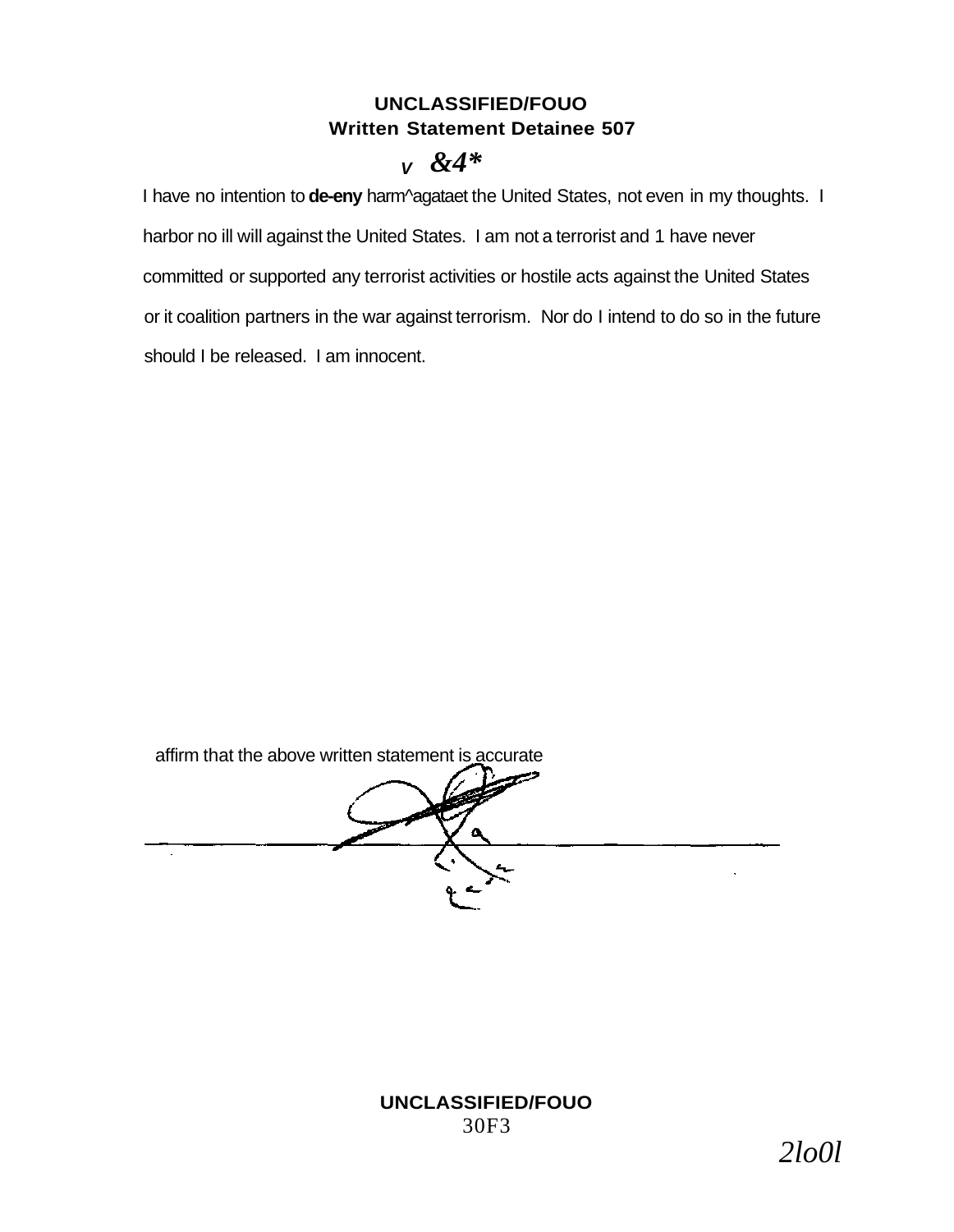**UNCLASSIFIED/FOUO**
**Written Statement Detainee 507**

*V &4**

I have no intention to **de-eny** harm^agataet the United States, not even in my thoughts. I harbor no ill will against the United States. I am not a terrorist and 1 have never committed or supported any terrorist activities or hostile acts against the United States or it coalition partners in the war against terrorism. Nor do I intend to do so in the future should I be released. I am innocent.

affirm that the above written statement is accurate

**UNCLASSIFIED/FOUO**

*2lo0l*